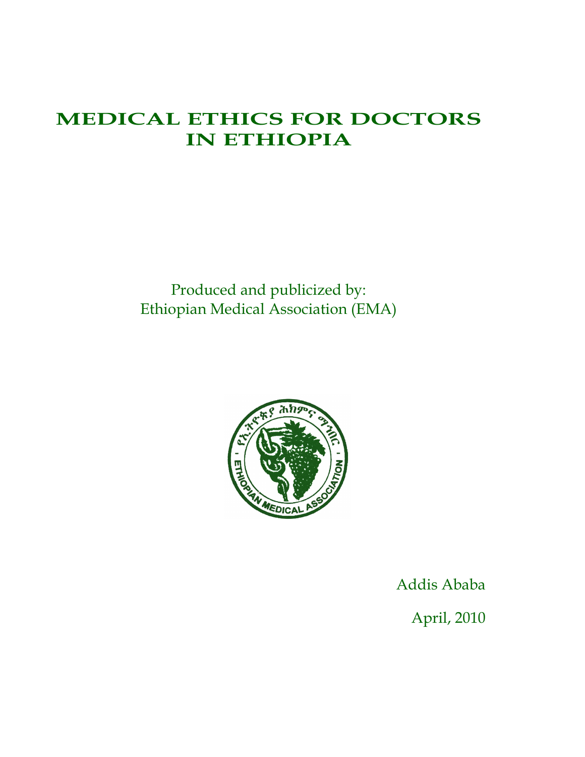# MEDICAL ETHICS FOR DOCTORS IN ETHIOPIA

Produced and publicized by:
Ethiopian Medical Association (EMA)

Addis Ababa

April, 2010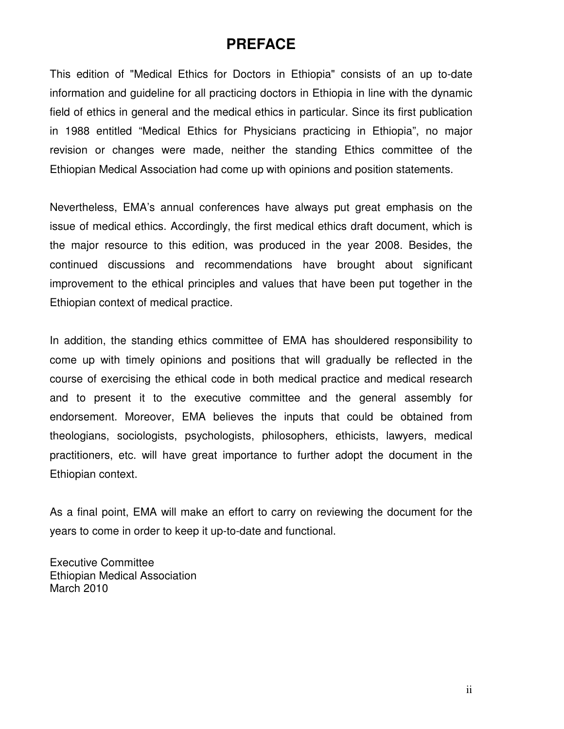# PREFACE

This edition of "Medical Ethics for Doctors in Ethiopia" consists of an up to-date information and guideline for all practicing doctors in Ethiopia in line with the dynamic field of ethics in general and the medical ethics in particular. Since its first publication in 1988 entitled “Medical Ethics for Physicians practicing in Ethiopia”, no major revision or changes were made, neither the standing Ethics committee of the Ethiopian Medical Association had come up with opinions and position statements.

Nevertheless, EMA’s annual conferences have always put great emphasis on the issue of medical ethics. Accordingly, the first medical ethics draft document, which is the major resource to this edition, was produced in the year 2008. Besides, the continued discussions and recommendations have brought about significant improvement to the ethical principles and values that have been put together in the Ethiopian context of medical practice.

In addition, the standing ethics committee of EMA has shouldered responsibility to come up with timely opinions and positions that will gradually be reflected in the course of exercising the ethical code in both medical practice and medical research and to present it to the executive committee and the general assembly for endorsement. Moreover, EMA believes the inputs that could be obtained from theologians, sociologists, psychologists, philosophers, ethicists, lawyers, medical practitioners, etc. will have great importance to further adopt the document in the Ethiopian context.

As a final point, EMA will make an effort to carry on reviewing the document for the years to come in order to keep it up-to-date and functional.

Executive Committee
Ethiopian Medical Association
March 2010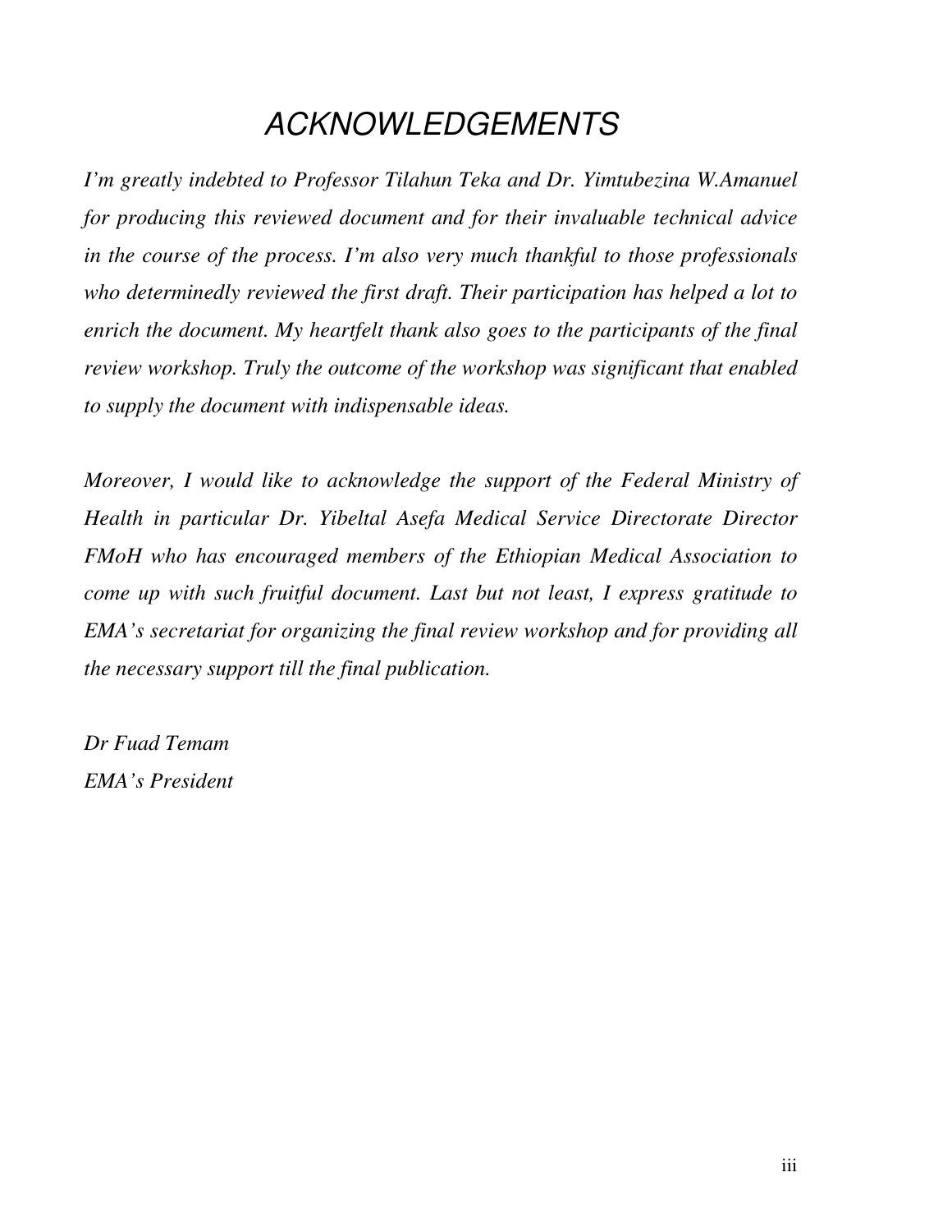# ACKNOWLEDGEMENTS

*I'm greatly indebted to Professor Tilahun Teka and Dr. Yimtubezina W.Amanuel for producing this reviewed document and for their invaluable technical advice in the course of the process. I'm also very much thankful to those professionals who determinedly reviewed the first draft. Their participation has helped a lot to enrich the document. My heartfelt thank also goes to the participants of the final review workshop. Truly the outcome of the workshop was significant that enabled to supply the document with indispensable ideas.*

*Moreover, I would like to acknowledge the support of the Federal Ministry of Health in particular Dr. Yibeltal Asefa Medical Service Directorate Director FMoH who has encouraged members of the Ethiopian Medical Association to come up with such fruitful document. Last but not least, I express gratitude to EMA's secretariat for organizing the final review workshop and for providing all the necessary support till the final publication.*

*Dr Fuad Temam*
*EMA's President*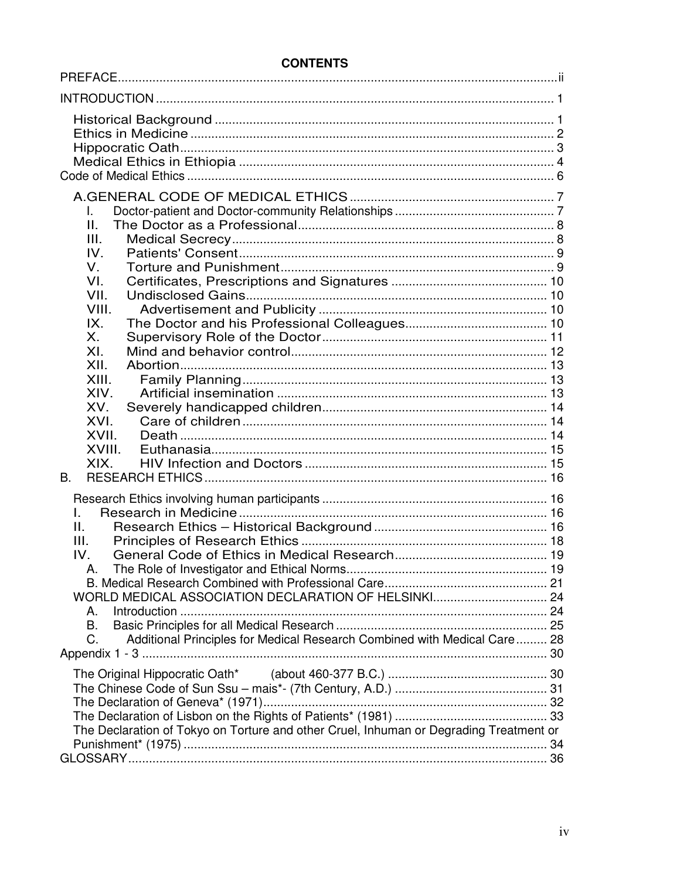# CONTENTS

PREFACE .................................................................................................................. ii

INTRODUCTION ......................................................................................................... 1

- Historical Background ......................................................................................... 1
- Ethics in Medicine ............................................................................................... 2
- Hippocratic Oath .................................................................................................. 3
- Medical Ethics in Ethiopia ................................................................................... 4

Code of Medical Ethics ................................................................................................ 6

- A.GENERAL CODE OF MEDICAL ETHICS ........................................................... 7
  - I. Doctor-patient and Doctor-community Relationships ........................................ 7
  - II. The Doctor as a Professional ........................................................................... 8
  - III. Medical Secrecy ............................................................................................. 8
  - IV. Patients' Consent ............................................................................................ 9
  - V. Torture and Punishment .................................................................................. 9
  - VI. Certificates, Prescriptions and Signatures ..................................................... 10
  - VII. Undisclosed Gains ........................................................................................ 10
  - VIII. Advertisement and Publicity ....................................................................... 10
  - IX. The Doctor and his Professional Colleagues .................................................. 10
  - X. Supervisory Role of the Doctor ...................................................................... 11
  - XI. Mind and behavior control ............................................................................. 12
  - XII. Abortion ........................................................................................................ 13
  - XIII. Family Planning ........................................................................................... 13
  - XIV. Artificial insemination ................................................................................. 13
  - XV. Severely handicapped children ...................................................................... 14
  - XVI. Care of children ........................................................................................... 14
  - XVII. Death ......................................................................................................... 14
  - XVIII. Euthanasia ................................................................................................ 15
  - XIX. HIV Infection and Doctors ........................................................................... 15

B. RESEARCH ETHICS ................................................................................................ 16

- Research Ethics involving human participants ..................................................... 16
- I. Research in Medicine .......................................................................................... 16
- II. Research Ethics – Historical Background .......................................................... 16
- III. Principles of Research Ethics ........................................................................... 18
- IV. General Code of Ethics in Medical Research .................................................... 19
  - A. The Role of Investigator and Ethical Norms ..................................................... 19
  - B. Medical Research Combined with Professional Care ........................................ 21
- WORLD MEDICAL ASSOCIATION DECLARATION OF HELSINKI .............................. 24
  - A. Introduction ..................................................................................................... 24
  - B. Basic Principles for all Medical Research ......................................................... 25
  - C. Additional Principles for Medical Research Combined with Medical Care ......... 28

Appendix 1 - 3 ............................................................................................................ 30

- The Original Hippocratic Oath* (about 460-377 B.C.) .............................................. 30
- The Chinese Code of Sun Ssu – mais*- (7th Century, A.D.) ..................................... 31
- The Declaration of Geneva* (1971) .......................................................................... 32
- The Declaration of Lisbon on the Rights of Patients* (1981) .................................... 33
- The Declaration of Tokyo on Torture and other Cruel, Inhuman or Degrading Treatment or Punishment* (1975) .......................................................................................... 34

GLOSSARY ................................................................................................................. 36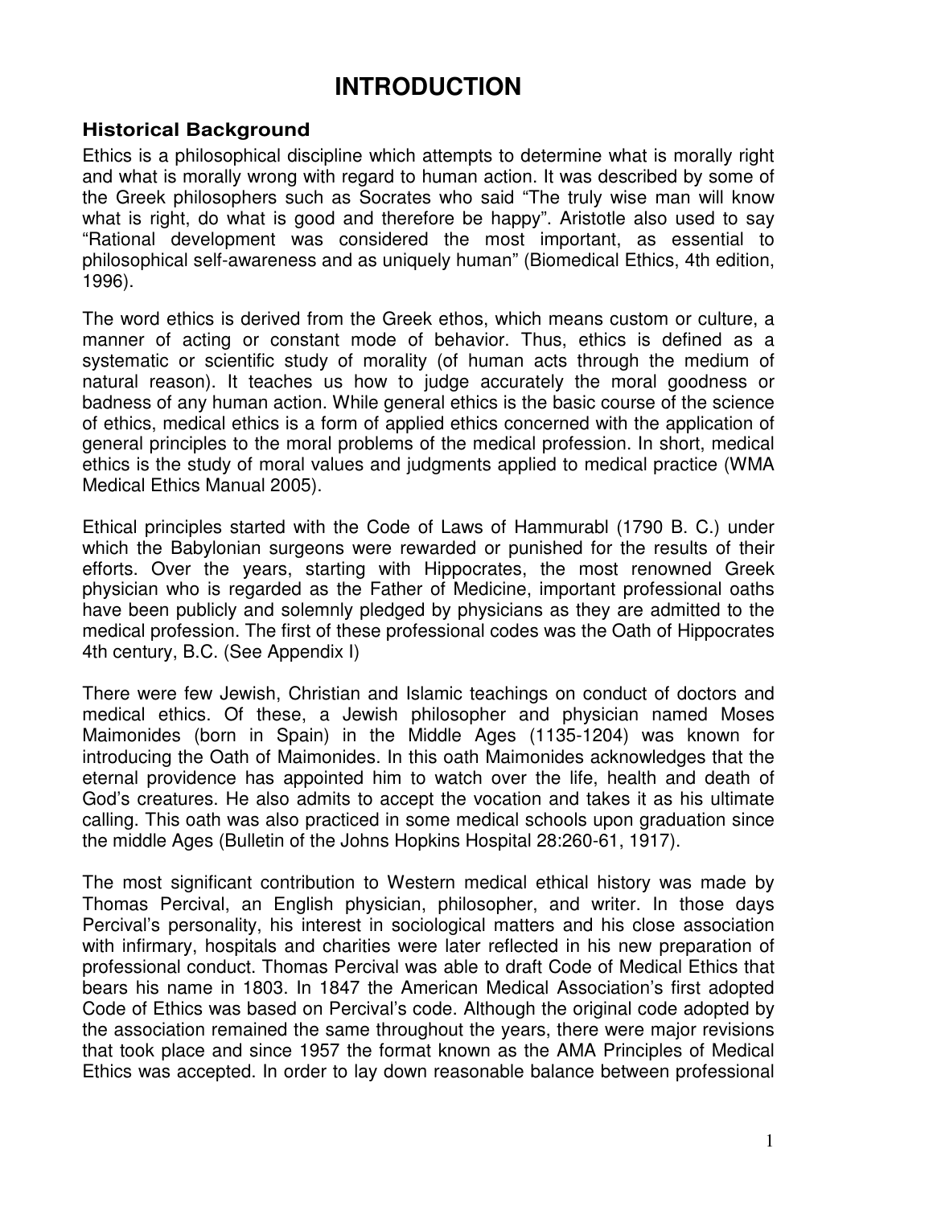# INTRODUCTION

### Historical Background

Ethics is a philosophical discipline which attempts to determine what is morally right and what is morally wrong with regard to human action. It was described by some of the Greek philosophers such as Socrates who said "The truly wise man will know what is right, do what is good and therefore be happy". Aristotle also used to say "Rational development was considered the most important, as essential to philosophical self-awareness and as uniquely human" (Biomedical Ethics, 4th edition, 1996).

The word ethics is derived from the Greek ethos, which means custom or culture, a manner of acting or constant mode of behavior. Thus, ethics is defined as a systematic or scientific study of morality (of human acts through the medium of natural reason). It teaches us how to judge accurately the moral goodness or badness of any human action. While general ethics is the basic course of the science of ethics, medical ethics is a form of applied ethics concerned with the application of general principles to the moral problems of the medical profession. In short, medical ethics is the study of moral values and judgments applied to medical practice (WMA Medical Ethics Manual 2005).

Ethical principles started with the Code of Laws of Hammurabl (1790 B. C.) under which the Babylonian surgeons were rewarded or punished for the results of their efforts. Over the years, starting with Hippocrates, the most renowned Greek physician who is regarded as the Father of Medicine, important professional oaths have been publicly and solemnly pledged by physicians as they are admitted to the medical profession. The first of these professional codes was the Oath of Hippocrates 4th century, B.C. (See Appendix I)

There were few Jewish, Christian and Islamic teachings on conduct of doctors and medical ethics. Of these, a Jewish philosopher and physician named Moses Maimonides (born in Spain) in the Middle Ages (1135-1204) was known for introducing the Oath of Maimonides. In this oath Maimonides acknowledges that the eternal providence has appointed him to watch over the life, health and death of God's creatures. He also admits to accept the vocation and takes it as his ultimate calling. This oath was also practiced in some medical schools upon graduation since the middle Ages (Bulletin of the Johns Hopkins Hospital 28:260-61, 1917).

The most significant contribution to Western medical ethical history was made by Thomas Percival, an English physician, philosopher, and writer. In those days Percival's personality, his interest in sociological matters and his close association with infirmary, hospitals and charities were later reflected in his new preparation of professional conduct. Thomas Percival was able to draft Code of Medical Ethics that bears his name in 1803. In 1847 the American Medical Association's first adopted Code of Ethics was based on Percival's code. Although the original code adopted by the association remained the same throughout the years, there were major revisions that took place and since 1957 the format known as the AMA Principles of Medical Ethics was accepted. In order to lay down reasonable balance between professional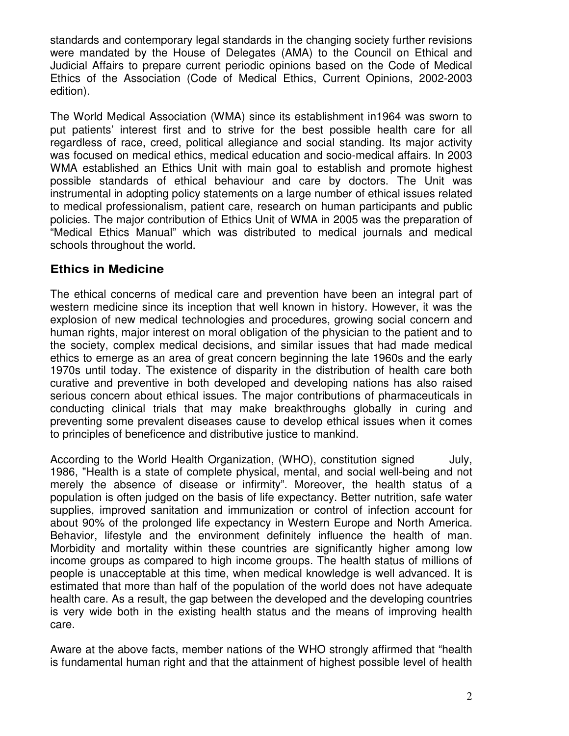standards and contemporary legal standards in the changing society further revisions were mandated by the House of Delegates (AMA) to the Council on Ethical and Judicial Affairs to prepare current periodic opinions based on the Code of Medical Ethics of the Association (Code of Medical Ethics, Current Opinions, 2002-2003 edition).

The World Medical Association (WMA) since its establishment in1964 was sworn to put patients' interest first and to strive for the best possible health care for all regardless of race, creed, political allegiance and social standing. Its major activity was focused on medical ethics, medical education and socio-medical affairs. In 2003 WMA established an Ethics Unit with main goal to establish and promote highest possible standards of ethical behaviour and care by doctors. The Unit was instrumental in adopting policy statements on a large number of ethical issues related to medical professionalism, patient care, research on human participants and public policies. The major contribution of Ethics Unit of WMA in 2005 was the preparation of "Medical Ethics Manual" which was distributed to medical journals and medical schools throughout the world.

## Ethics in Medicine

The ethical concerns of medical care and prevention have been an integral part of western medicine since its inception that well known in history. However, it was the explosion of new medical technologies and procedures, growing social concern and human rights, major interest on moral obligation of the physician to the patient and to the society, complex medical decisions, and similar issues that had made medical ethics to emerge as an area of great concern beginning the late 1960s and the early 1970s until today. The existence of disparity in the distribution of health care both curative and preventive in both developed and developing nations has also raised serious concern about ethical issues. The major contributions of pharmaceuticals in conducting clinical trials that may make breakthroughs globally in curing and preventing some prevalent diseases cause to develop ethical issues when it comes to principles of beneficence and distributive justice to mankind.

According to the World Health Organization, (WHO), constitution signed July, 1986, "Health is a state of complete physical, mental, and social well-being and not merely the absence of disease or infirmity". Moreover, the health status of a population is often judged on the basis of life expectancy. Better nutrition, safe water supplies, improved sanitation and immunization or control of infection account for about 90% of the prolonged life expectancy in Western Europe and North America. Behavior, lifestyle and the environment definitely influence the health of man. Morbidity and mortality within these countries are significantly higher among low income groups as compared to high income groups. The health status of millions of people is unacceptable at this time, when medical knowledge is well advanced. It is estimated that more than half of the population of the world does not have adequate health care. As a result, the gap between the developed and the developing countries is very wide both in the existing health status and the means of improving health care.

Aware at the above facts, member nations of the WHO strongly affirmed that "health is fundamental human right and that the attainment of highest possible level of health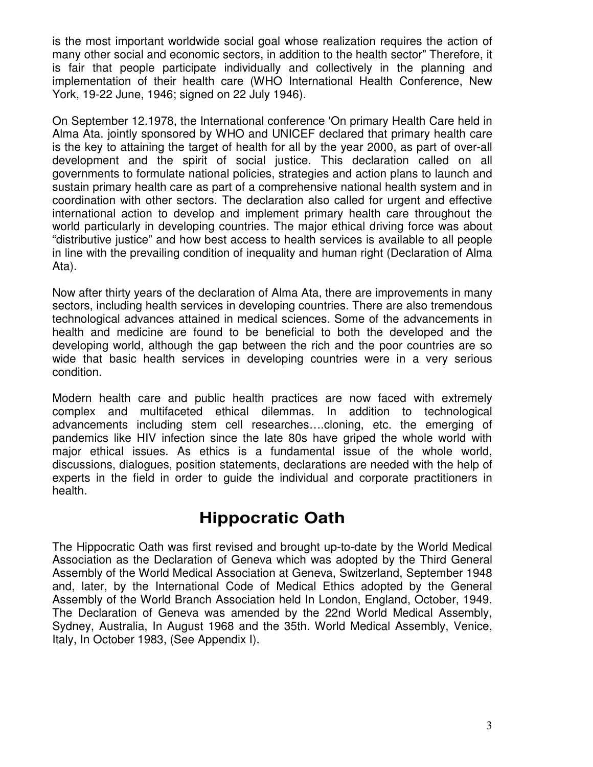is the most important worldwide social goal whose realization requires the action of many other social and economic sectors, in addition to the health sector" Therefore, it is fair that people participate individually and collectively in the planning and implementation of their health care (WHO International Health Conference, New York, 19-22 June, 1946; signed on 22 July 1946).

On September 12.1978, the International conference 'On primary Health Care held in Alma Ata. jointly sponsored by WHO and UNICEF declared that primary health care is the key to attaining the target of health for all by the year 2000, as part of over-all development and the spirit of social justice. This declaration called on all governments to formulate national policies, strategies and action plans to launch and sustain primary health care as part of a comprehensive national health system and in coordination with other sectors. The declaration also called for urgent and effective international action to develop and implement primary health care throughout the world particularly in developing countries. The major ethical driving force was about "distributive justice" and how best access to health services is available to all people in line with the prevailing condition of inequality and human right (Declaration of Alma Ata).

Now after thirty years of the declaration of Alma Ata, there are improvements in many sectors, including health services in developing countries. There are also tremendous technological advances attained in medical sciences. Some of the advancements in health and medicine are found to be beneficial to both the developed and the developing world, although the gap between the rich and the poor countries are so wide that basic health services in developing countries were in a very serious condition.

Modern health care and public health practices are now faced with extremely complex and multifaceted ethical dilemmas. In addition to technological advancements including stem cell researches….cloning, etc. the emerging of pandemics like HIV infection since the late 80s have griped the whole world with major ethical issues. As ethics is a fundamental issue of the whole world, discussions, dialogues, position statements, declarations are needed with the help of experts in the field in order to guide the individual and corporate practitioners in health.

## Hippocratic Oath

The Hippocratic Oath was first revised and brought up-to-date by the World Medical Association as the Declaration of Geneva which was adopted by the Third General Assembly of the World Medical Association at Geneva, Switzerland, September 1948 and, later, by the International Code of Medical Ethics adopted by the General Assembly of the World Branch Association held In London, England, October, 1949. The Declaration of Geneva was amended by the 22nd World Medical Assembly, Sydney, Australia, In August 1968 and the 35th. World Medical Assembly, Venice, Italy, In October 1983, (See Appendix I).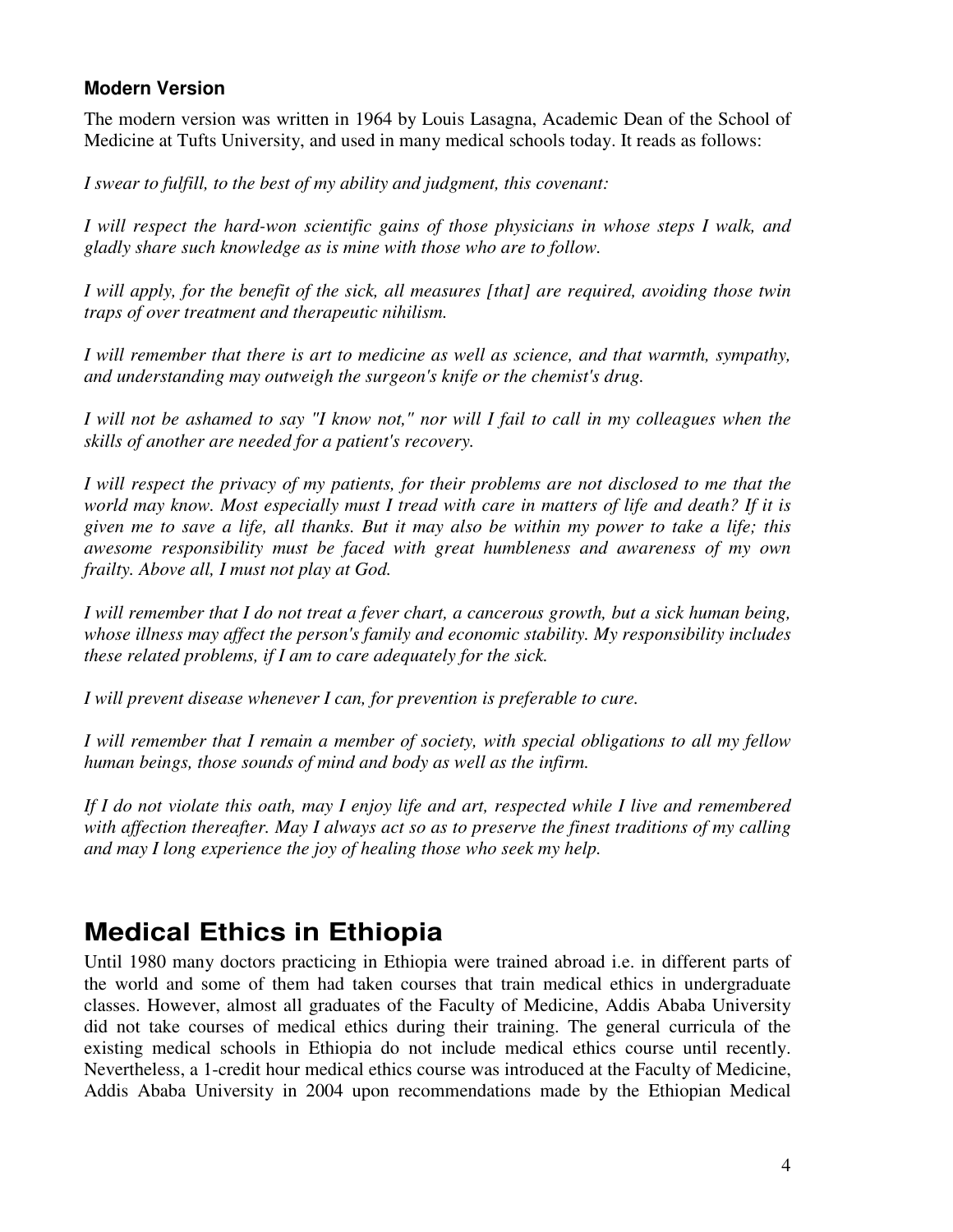### Modern Version

The modern version was written in 1964 by Louis Lasagna, Academic Dean of the School of Medicine at Tufts University, and used in many medical schools today. It reads as follows:

*I swear to fulfill, to the best of my ability and judgment, this covenant:*

*I will respect the hard-won scientific gains of those physicians in whose steps I walk, and gladly share such knowledge as is mine with those who are to follow.*

*I will apply, for the benefit of the sick, all measures [that] are required, avoiding those twin traps of over treatment and therapeutic nihilism.*

*I will remember that there is art to medicine as well as science, and that warmth, sympathy, and understanding may outweigh the surgeon's knife or the chemist's drug.*

*I will not be ashamed to say "I know not," nor will I fail to call in my colleagues when the skills of another are needed for a patient's recovery.*

*I will respect the privacy of my patients, for their problems are not disclosed to me that the world may know. Most especially must I tread with care in matters of life and death? If it is given me to save a life, all thanks. But it may also be within my power to take a life; this awesome responsibility must be faced with great humbleness and awareness of my own frailty. Above all, I must not play at God.*

*I will remember that I do not treat a fever chart, a cancerous growth, but a sick human being, whose illness may affect the person's family and economic stability. My responsibility includes these related problems, if I am to care adequately for the sick.*

*I will prevent disease whenever I can, for prevention is preferable to cure.*

*I will remember that I remain a member of society, with special obligations to all my fellow human beings, those sounds of mind and body as well as the infirm.*

*If I do not violate this oath, may I enjoy life and art, respected while I live and remembered with affection thereafter. May I always act so as to preserve the finest traditions of my calling and may I long experience the joy of healing those who seek my help.*

## Medical Ethics in Ethiopia

Until 1980 many doctors practicing in Ethiopia were trained abroad i.e. in different parts of the world and some of them had taken courses that train medical ethics in undergraduate classes. However, almost all graduates of the Faculty of Medicine, Addis Ababa University did not take courses of medical ethics during their training. The general curricula of the existing medical schools in Ethiopia do not include medical ethics course until recently. Nevertheless, a 1-credit hour medical ethics course was introduced at the Faculty of Medicine, Addis Ababa University in 2004 upon recommendations made by the Ethiopian Medical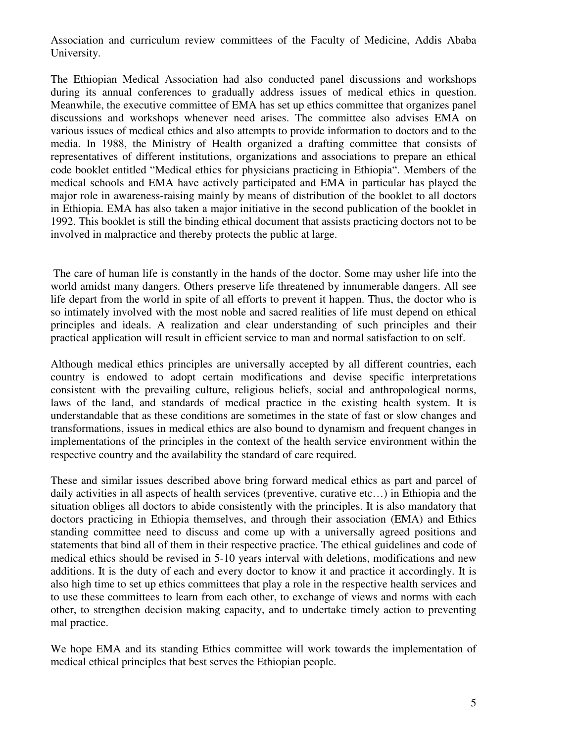Association and curriculum review committees of the Faculty of Medicine, Addis Ababa University.

The Ethiopian Medical Association had also conducted panel discussions and workshops during its annual conferences to gradually address issues of medical ethics in question. Meanwhile, the executive committee of EMA has set up ethics committee that organizes panel discussions and workshops whenever need arises. The committee also advises EMA on various issues of medical ethics and also attempts to provide information to doctors and to the media. In 1988, the Ministry of Health organized a drafting committee that consists of representatives of different institutions, organizations and associations to prepare an ethical code booklet entitled "Medical ethics for physicians practicing in Ethiopia". Members of the medical schools and EMA have actively participated and EMA in particular has played the major role in awareness-raising mainly by means of distribution of the booklet to all doctors in Ethiopia. EMA has also taken a major initiative in the second publication of the booklet in 1992. This booklet is still the binding ethical document that assists practicing doctors not to be involved in malpractice and thereby protects the public at large.

The care of human life is constantly in the hands of the doctor. Some may usher life into the world amidst many dangers. Others preserve life threatened by innumerable dangers. All see life depart from the world in spite of all efforts to prevent it happen. Thus, the doctor who is so intimately involved with the most noble and sacred realities of life must depend on ethical principles and ideals. A realization and clear understanding of such principles and their practical application will result in efficient service to man and normal satisfaction to on self.

Although medical ethics principles are universally accepted by all different countries, each country is endowed to adopt certain modifications and devise specific interpretations consistent with the prevailing culture, religious beliefs, social and anthropological norms, laws of the land, and standards of medical practice in the existing health system. It is understandable that as these conditions are sometimes in the state of fast or slow changes and transformations, issues in medical ethics are also bound to dynamism and frequent changes in implementations of the principles in the context of the health service environment within the respective country and the availability the standard of care required.

These and similar issues described above bring forward medical ethics as part and parcel of daily activities in all aspects of health services (preventive, curative etc…) in Ethiopia and the situation obliges all doctors to abide consistently with the principles. It is also mandatory that doctors practicing in Ethiopia themselves, and through their association (EMA) and Ethics standing committee need to discuss and come up with a universally agreed positions and statements that bind all of them in their respective practice. The ethical guidelines and code of medical ethics should be revised in 5-10 years interval with deletions, modifications and new additions. It is the duty of each and every doctor to know it and practice it accordingly. It is also high time to set up ethics committees that play a role in the respective health services and to use these committees to learn from each other, to exchange of views and norms with each other, to strengthen decision making capacity, and to undertake timely action to preventing mal practice.

We hope EMA and its standing Ethics committee will work towards the implementation of medical ethical principles that best serves the Ethiopian people.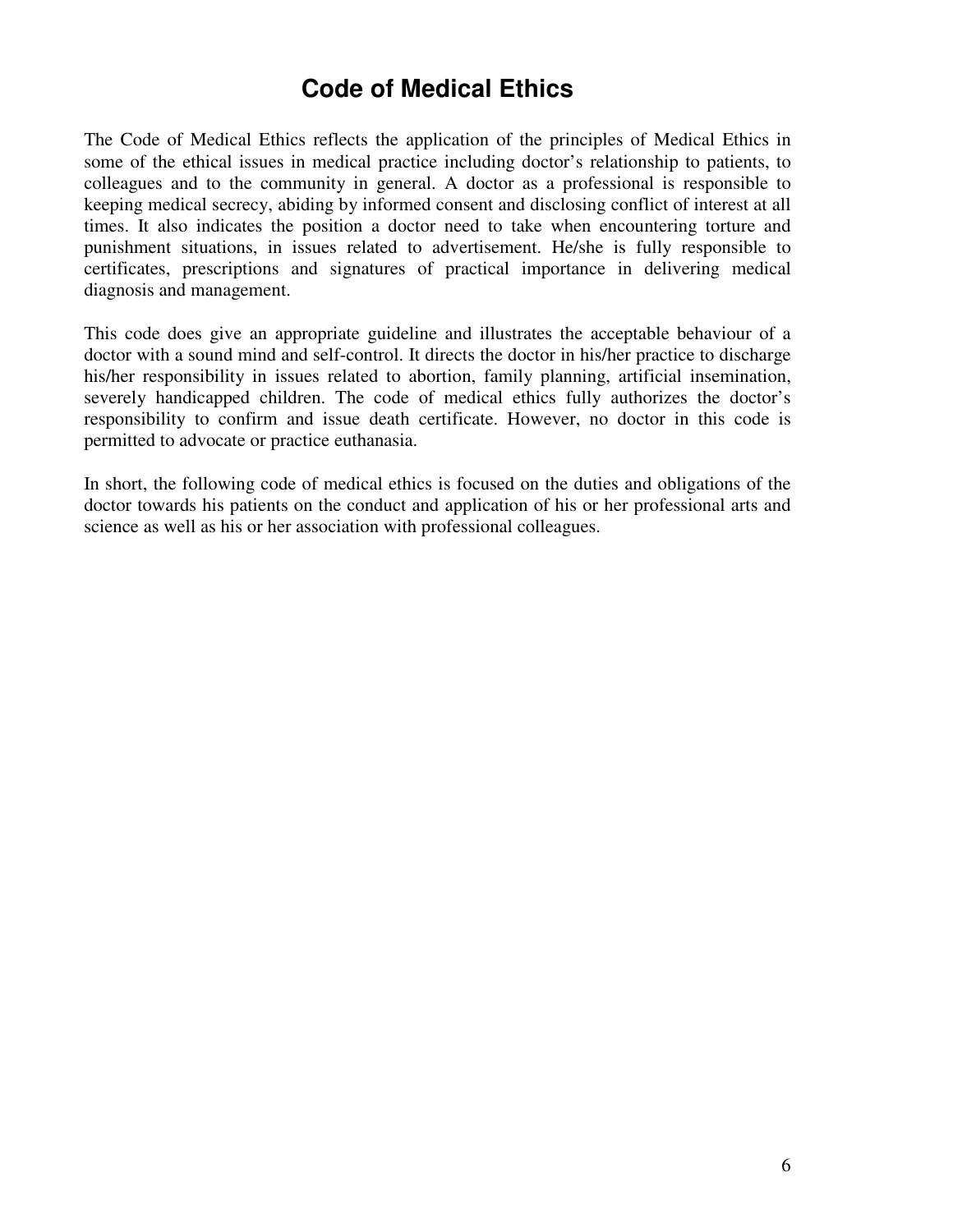# Code of Medical Ethics

The Code of Medical Ethics reflects the application of the principles of Medical Ethics in some of the ethical issues in medical practice including doctor's relationship to patients, to colleagues and to the community in general. A doctor as a professional is responsible to keeping medical secrecy, abiding by informed consent and disclosing conflict of interest at all times. It also indicates the position a doctor need to take when encountering torture and punishment situations, in issues related to advertisement. He/she is fully responsible to certificates, prescriptions and signatures of practical importance in delivering medical diagnosis and management.

This code does give an appropriate guideline and illustrates the acceptable behaviour of a doctor with a sound mind and self-control. It directs the doctor in his/her practice to discharge his/her responsibility in issues related to abortion, family planning, artificial insemination, severely handicapped children. The code of medical ethics fully authorizes the doctor's responsibility to confirm and issue death certificate. However, no doctor in this code is permitted to advocate or practice euthanasia.

In short, the following code of medical ethics is focused on the duties and obligations of the doctor towards his patients on the conduct and application of his or her professional arts and science as well as his or her association with professional colleagues.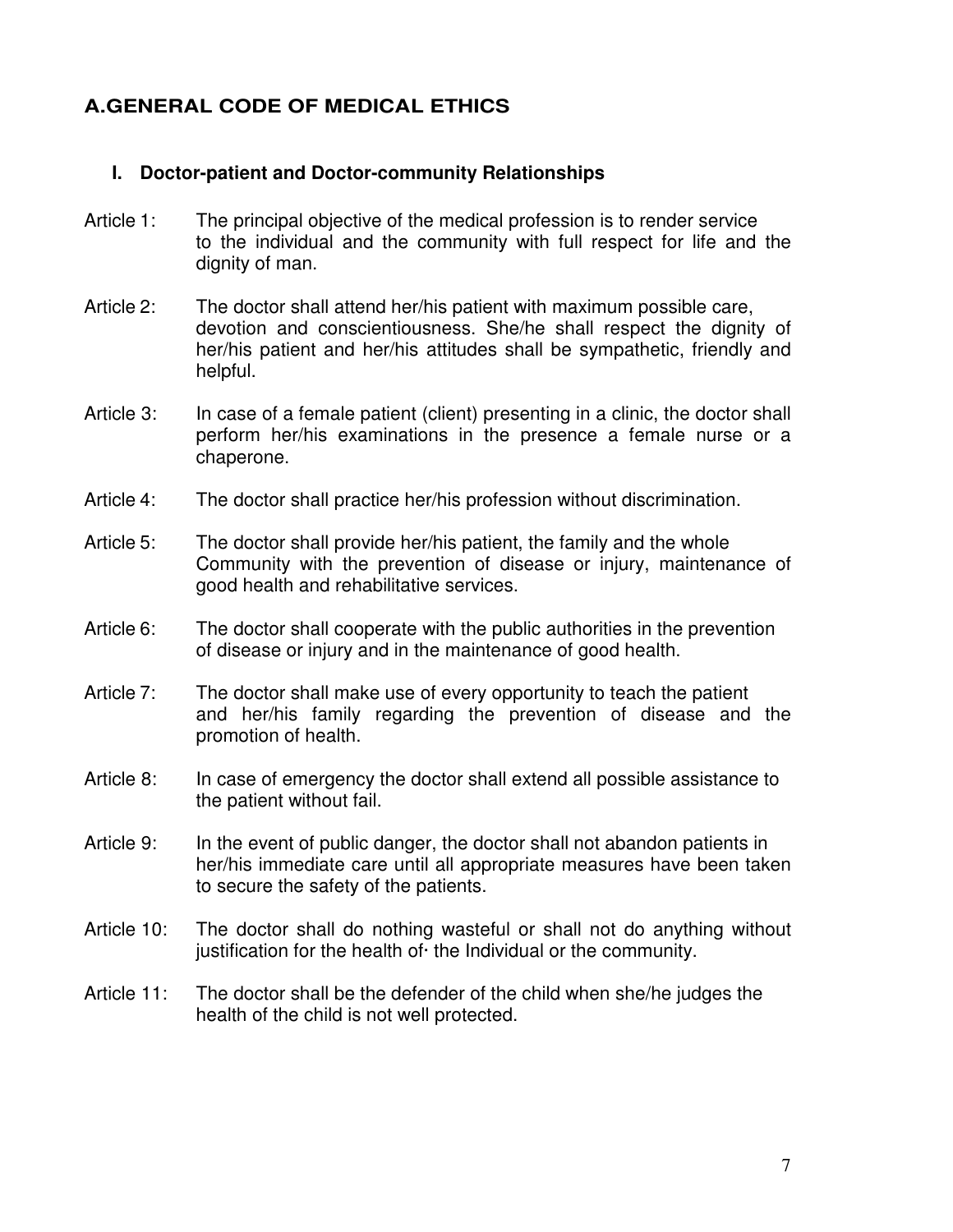## A.GENERAL CODE OF MEDICAL ETHICS

### I. Doctor-patient and Doctor-community Relationships

Article 1: The principal objective of the medical profession is to render service to the individual and the community with full respect for life and the dignity of man.

Article 2: The doctor shall attend her/his patient with maximum possible care, devotion and conscientiousness. She/he shall respect the dignity of her/his patient and her/his attitudes shall be sympathetic, friendly and helpful.

Article 3: In case of a female patient (client) presenting in a clinic, the doctor shall perform her/his examinations in the presence a female nurse or a chaperone.

Article 4: The doctor shall practice her/his profession without discrimination.

Article 5: The doctor shall provide her/his patient, the family and the whole Community with the prevention of disease or injury, maintenance of good health and rehabilitative services.

Article 6: The doctor shall cooperate with the public authorities in the prevention of disease or injury and in the maintenance of good health.

Article 7: The doctor shall make use of every opportunity to teach the patient and her/his family regarding the prevention of disease and the promotion of health.

Article 8: In case of emergency the doctor shall extend all possible assistance to the patient without fail.

Article 9: In the event of public danger, the doctor shall not abandon patients in her/his immediate care until all appropriate measures have been taken to secure the safety of the patients.

Article 10: The doctor shall do nothing wasteful or shall not do anything without justification for the health of· the Individual or the community.

Article 11: The doctor shall be the defender of the child when she/he judges the health of the child is not well protected.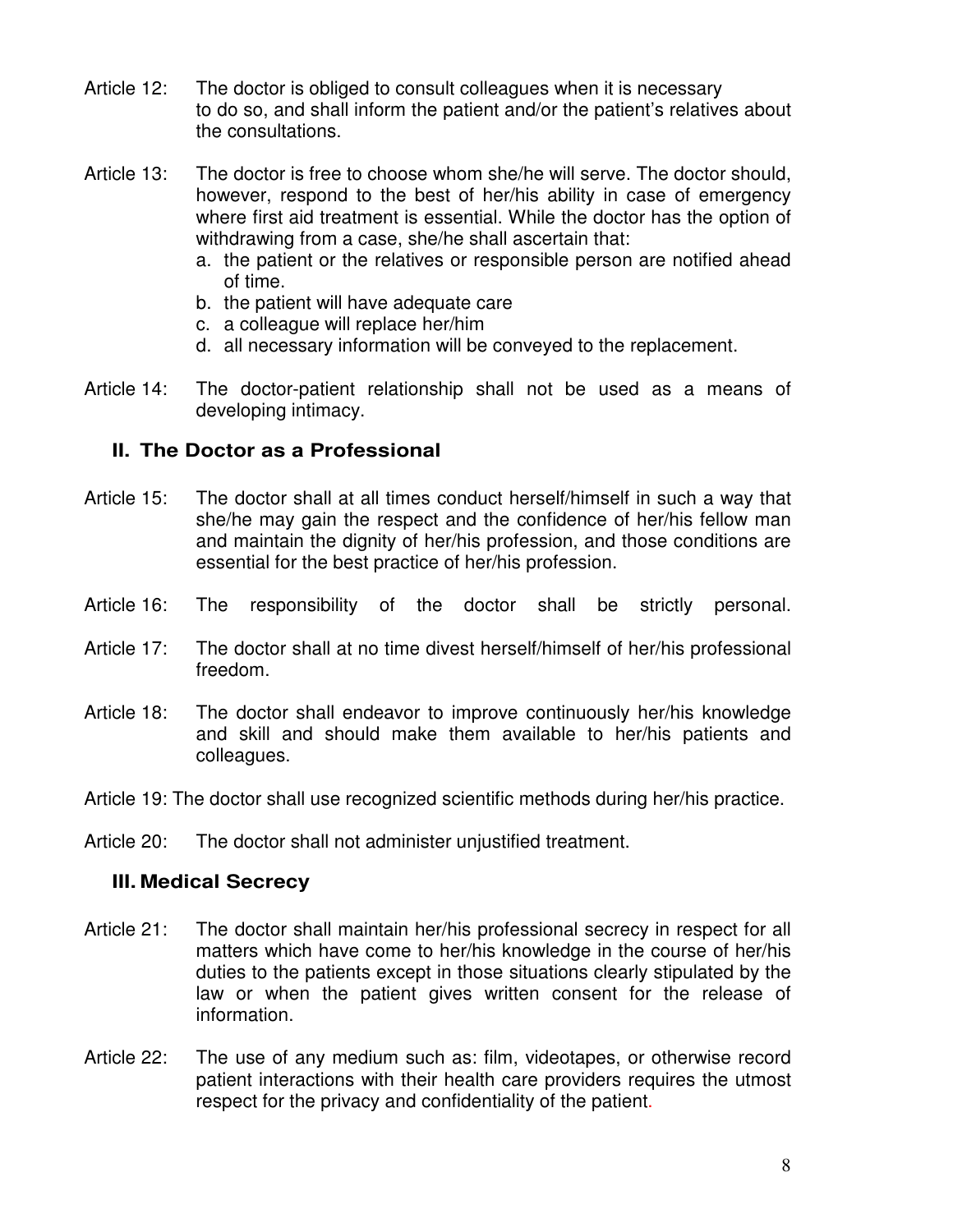Article 12: The doctor is obliged to consult colleagues when it is necessary to do so, and shall inform the patient and/or the patient's relatives about the consultations.

Article 13: The doctor is free to choose whom she/he will serve. The doctor should, however, respond to the best of her/his ability in case of emergency where first aid treatment is essential. While the doctor has the option of withdrawing from a case, she/he shall ascertain that:

a. the patient or the relatives or responsible person are notified ahead of time.
b. the patient will have adequate care
c. a colleague will replace her/him
d. all necessary information will be conveyed to the replacement.

Article 14: The doctor-patient relationship shall not be used as a means of developing intimacy.

## II. The Doctor as a Professional

Article 15: The doctor shall at all times conduct herself/himself in such a way that she/he may gain the respect and the confidence of her/his fellow man and maintain the dignity of her/his profession, and those conditions are essential for the best practice of her/his profession.

Article 16: The responsibility of the doctor shall be strictly personal.

Article 17: The doctor shall at no time divest herself/himself of her/his professional freedom.

Article 18: The doctor shall endeavor to improve continuously her/his knowledge and skill and should make them available to her/his patients and colleagues.

Article 19: The doctor shall use recognized scientific methods during her/his practice.

Article 20: The doctor shall not administer unjustified treatment.

## III. Medical Secrecy

Article 21: The doctor shall maintain her/his professional secrecy in respect for all matters which have come to her/his knowledge in the course of her/his duties to the patients except in those situations clearly stipulated by the law or when the patient gives written consent for the release of information.

Article 22: The use of any medium such as: film, videotapes, or otherwise record patient interactions with their health care providers requires the utmost respect for the privacy and confidentiality of the patient.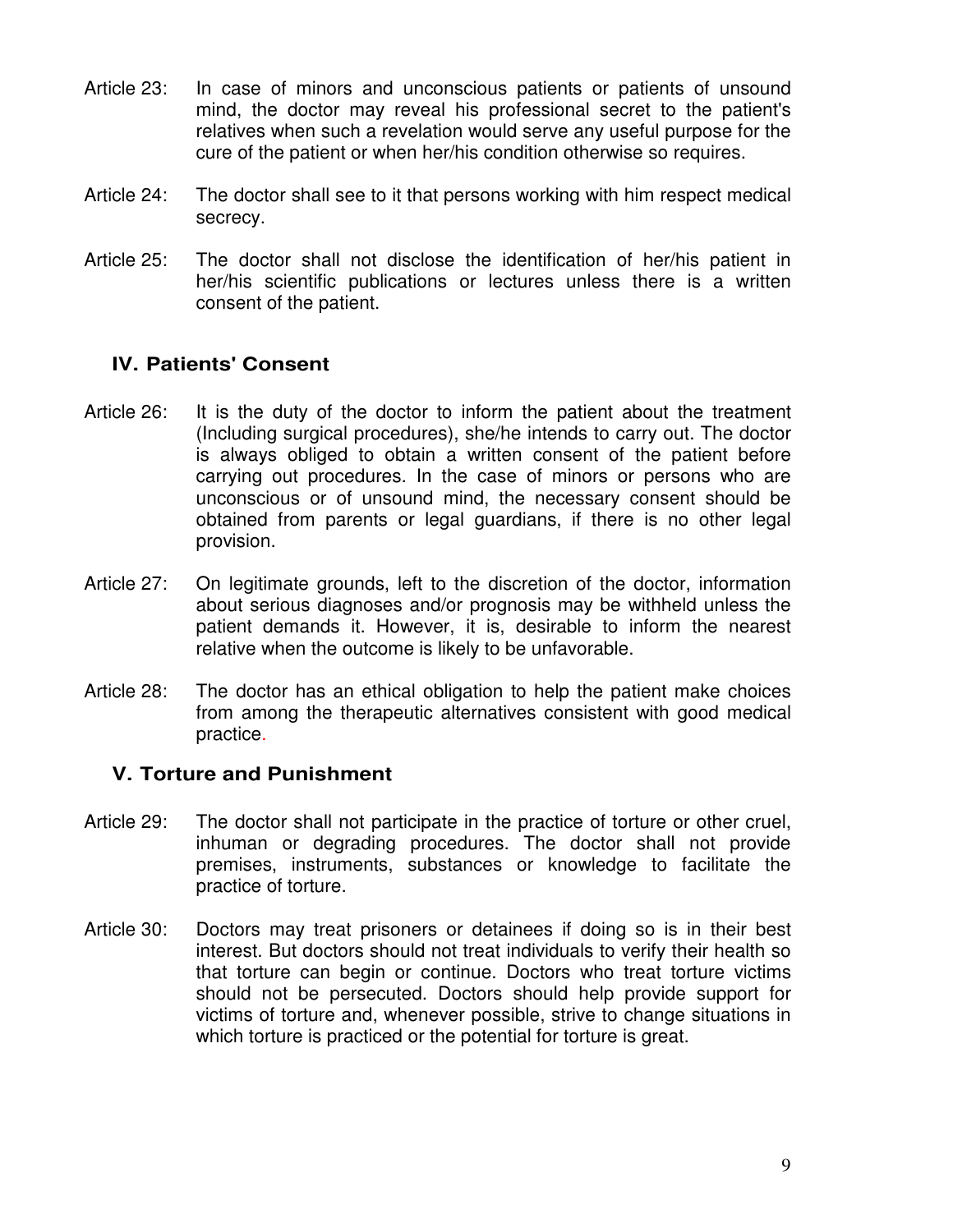Article 23: In case of minors and unconscious patients or patients of unsound mind, the doctor may reveal his professional secret to the patient's relatives when such a revelation would serve any useful purpose for the cure of the patient or when her/his condition otherwise so requires.

Article 24: The doctor shall see to it that persons working with him respect medical secrecy.

Article 25: The doctor shall not disclose the identification of her/his patient in her/his scientific publications or lectures unless there is a written consent of the patient.

## IV. Patients' Consent

Article 26: It is the duty of the doctor to inform the patient about the treatment (Including surgical procedures), she/he intends to carry out. The doctor is always obliged to obtain a written consent of the patient before carrying out procedures. In the case of minors or persons who are unconscious or of unsound mind, the necessary consent should be obtained from parents or legal guardians, if there is no other legal provision.

Article 27: On legitimate grounds, left to the discretion of the doctor, information about serious diagnoses and/or prognosis may be withheld unless the patient demands it. However, it is, desirable to inform the nearest relative when the outcome is likely to be unfavorable.

Article 28: The doctor has an ethical obligation to help the patient make choices from among the therapeutic alternatives consistent with good medical practice.

## V. Torture and Punishment

Article 29: The doctor shall not participate in the practice of torture or other cruel, inhuman or degrading procedures. The doctor shall not provide premises, instruments, substances or knowledge to facilitate the practice of torture.

Article 30: Doctors may treat prisoners or detainees if doing so is in their best interest. But doctors should not treat individuals to verify their health so that torture can begin or continue. Doctors who treat torture victims should not be persecuted. Doctors should help provide support for victims of torture and, whenever possible, strive to change situations in which torture is practiced or the potential for torture is great.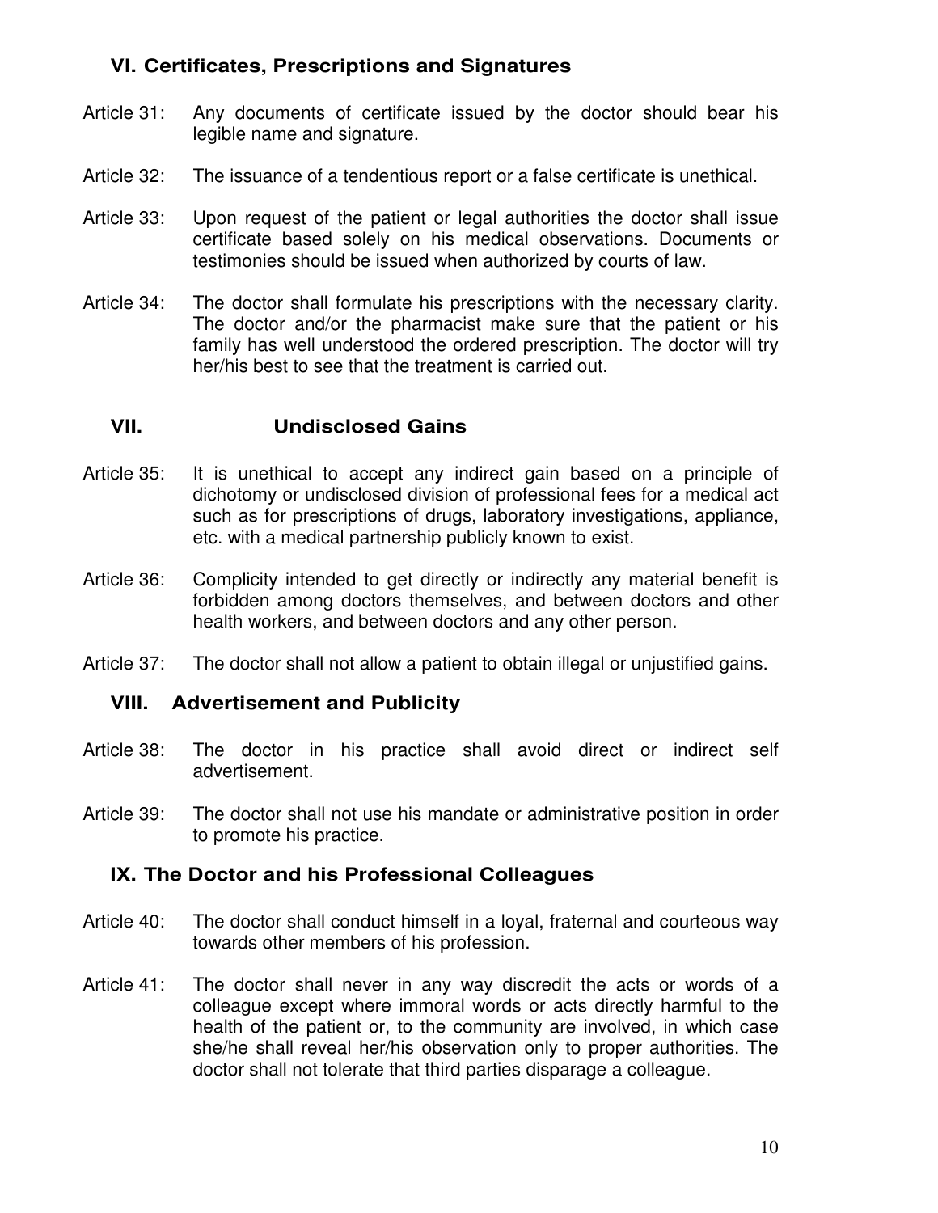## VI. Certificates, Prescriptions and Signatures

Article 31: Any documents of certificate issued by the doctor should bear his legible name and signature.

Article 32: The issuance of a tendentious report or a false certificate is unethical.

Article 33: Upon request of the patient or legal authorities the doctor shall issue certificate based solely on his medical observations. Documents or testimonies should be issued when authorized by courts of law.

Article 34: The doctor shall formulate his prescriptions with the necessary clarity. The doctor and/or the pharmacist make sure that the patient or his family has well understood the ordered prescription. The doctor will try her/his best to see that the treatment is carried out.

## VII. Undisclosed Gains

Article 35: It is unethical to accept any indirect gain based on a principle of dichotomy or undisclosed division of professional fees for a medical act such as for prescriptions of drugs, laboratory investigations, appliance, etc. with a medical partnership publicly known to exist.

Article 36: Complicity intended to get directly or indirectly any material benefit is forbidden among doctors themselves, and between doctors and other health workers, and between doctors and any other person.

Article 37: The doctor shall not allow a patient to obtain illegal or unjustified gains.

## VIII. Advertisement and Publicity

Article 38: The doctor in his practice shall avoid direct or indirect self advertisement.

Article 39: The doctor shall not use his mandate or administrative position in order to promote his practice.

## IX. The Doctor and his Professional Colleagues

Article 40: The doctor shall conduct himself in a loyal, fraternal and courteous way towards other members of his profession.

Article 41: The doctor shall never in any way discredit the acts or words of a colleague except where immoral words or acts directly harmful to the health of the patient or, to the community are involved, in which case she/he shall reveal her/his observation only to proper authorities. The doctor shall not tolerate that third parties disparage a colleague.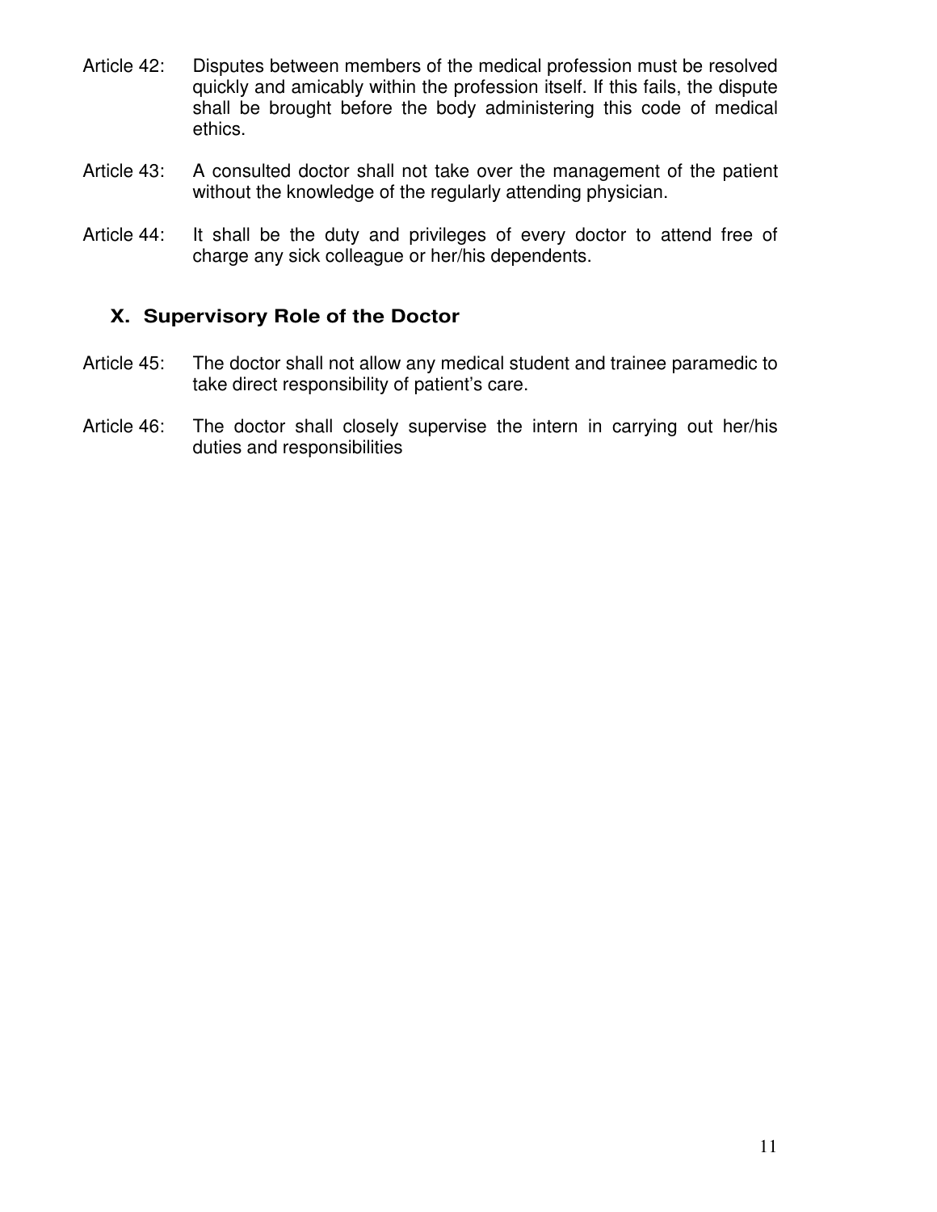Article 42: Disputes between members of the medical profession must be resolved quickly and amicably within the profession itself. If this fails, the dispute shall be brought before the body administering this code of medical ethics.

Article 43: A consulted doctor shall not take over the management of the patient without the knowledge of the regularly attending physician.

Article 44: It shall be the duty and privileges of every doctor to attend free of charge any sick colleague or her/his dependents.

## X. Supervisory Role of the Doctor

Article 45: The doctor shall not allow any medical student and trainee paramedic to take direct responsibility of patient's care.

Article 46: The doctor shall closely supervise the intern in carrying out her/his duties and responsibilities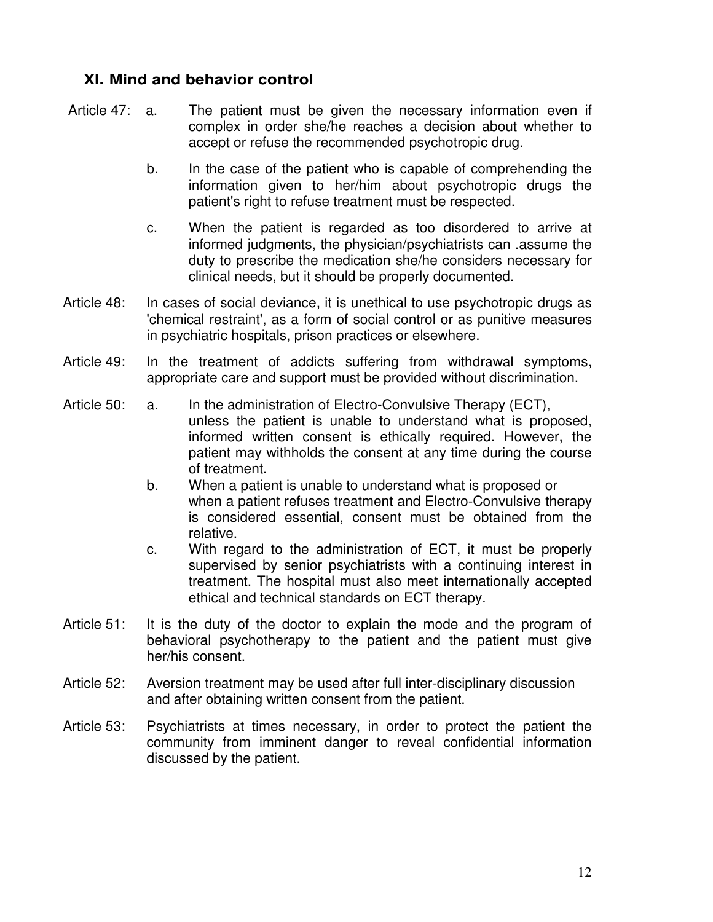## XI. Mind and behavior control

Article 47:

a. The patient must be given the necessary information even if complex in order she/he reaches a decision about whether to accept or refuse the recommended psychotropic drug.

b. In the case of the patient who is capable of comprehending the information given to her/him about psychotropic drugs the patient's right to refuse treatment must be respected.

c. When the patient is regarded as too disordered to arrive at informed judgments, the physician/psychiatrists can .assume the duty to prescribe the medication she/he considers necessary for clinical needs, but it should be properly documented.

Article 48: In cases of social deviance, it is unethical to use psychotropic drugs as 'chemical restraint', as a form of social control or as punitive measures in psychiatric hospitals, prison practices or elsewhere.

Article 49: In the treatment of addicts suffering from withdrawal symptoms, appropriate care and support must be provided without discrimination.

Article 50:

a. In the administration of Electro-Convulsive Therapy (ECT), unless the patient is unable to understand what is proposed, informed written consent is ethically required. However, the patient may withholds the consent at any time during the course of treatment.

b. When a patient is unable to understand what is proposed or when a patient refuses treatment and Electro-Convulsive therapy is considered essential, consent must be obtained from the relative.

c. With regard to the administration of ECT, it must be properly supervised by senior psychiatrists with a continuing interest in treatment. The hospital must also meet internationally accepted ethical and technical standards on ECT therapy.

Article 51: It is the duty of the doctor to explain the mode and the program of behavioral psychotherapy to the patient and the patient must give her/his consent.

Article 52: Aversion treatment may be used after full inter-disciplinary discussion and after obtaining written consent from the patient.

Article 53: Psychiatrists at times necessary, in order to protect the patient the community from imminent danger to reveal confidential information discussed by the patient.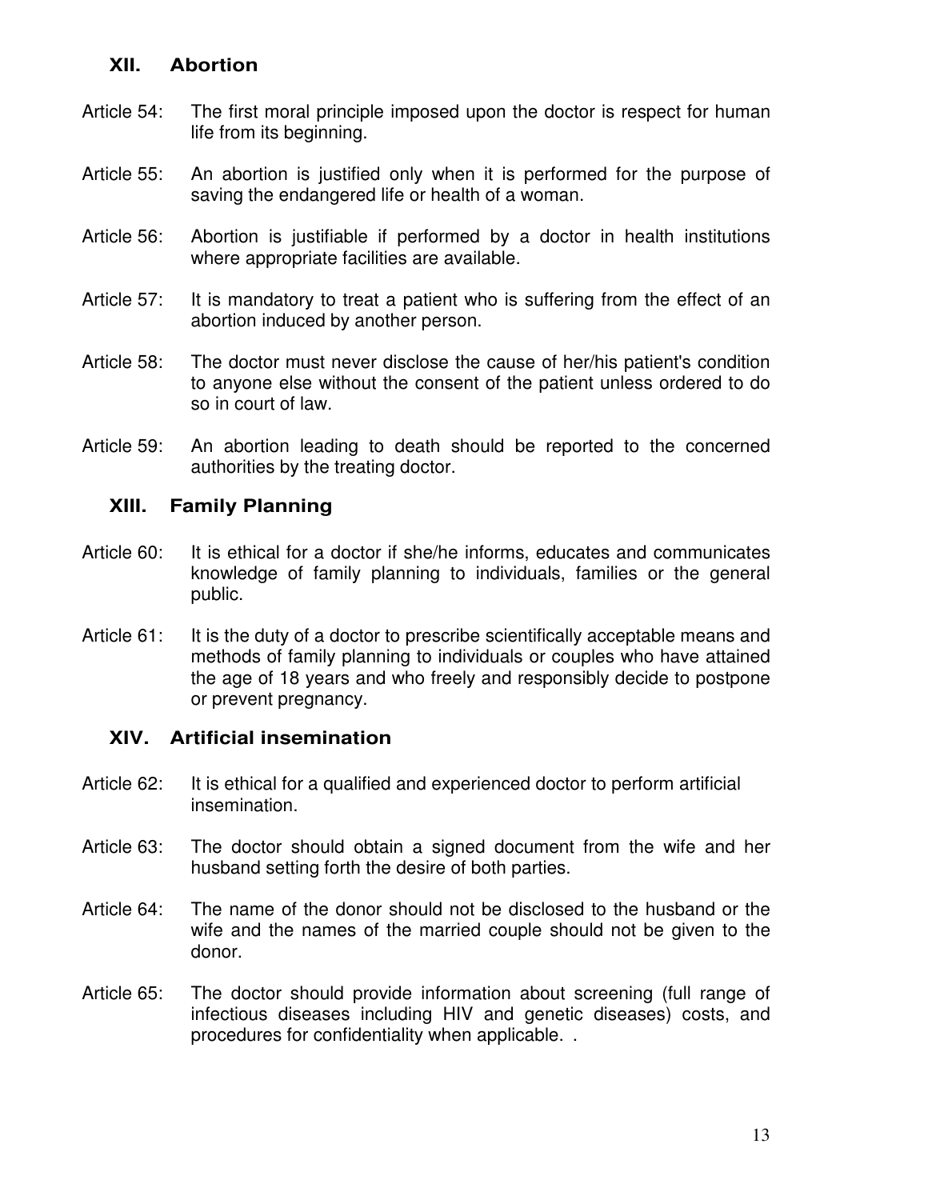## XII. Abortion

Article 54: The first moral principle imposed upon the doctor is respect for human life from its beginning.

Article 55: An abortion is justified only when it is performed for the purpose of saving the endangered life or health of a woman.

Article 56: Abortion is justifiable if performed by a doctor in health institutions where appropriate facilities are available.

Article 57: It is mandatory to treat a patient who is suffering from the effect of an abortion induced by another person.

Article 58: The doctor must never disclose the cause of her/his patient's condition to anyone else without the consent of the patient unless ordered to do so in court of law.

Article 59: An abortion leading to death should be reported to the concerned authorities by the treating doctor.

## XIII. Family Planning

Article 60: It is ethical for a doctor if she/he informs, educates and communicates knowledge of family planning to individuals, families or the general public.

Article 61: It is the duty of a doctor to prescribe scientifically acceptable means and methods of family planning to individuals or couples who have attained the age of 18 years and who freely and responsibly decide to postpone or prevent pregnancy.

## XIV. Artificial insemination

Article 62: It is ethical for a qualified and experienced doctor to perform artificial insemination.

Article 63: The doctor should obtain a signed document from the wife and her husband setting forth the desire of both parties.

Article 64: The name of the donor should not be disclosed to the husband or the wife and the names of the married couple should not be given to the donor.

Article 65: The doctor should provide information about screening (full range of infectious diseases including HIV and genetic diseases) costs, and procedures for confidentiality when applicable. .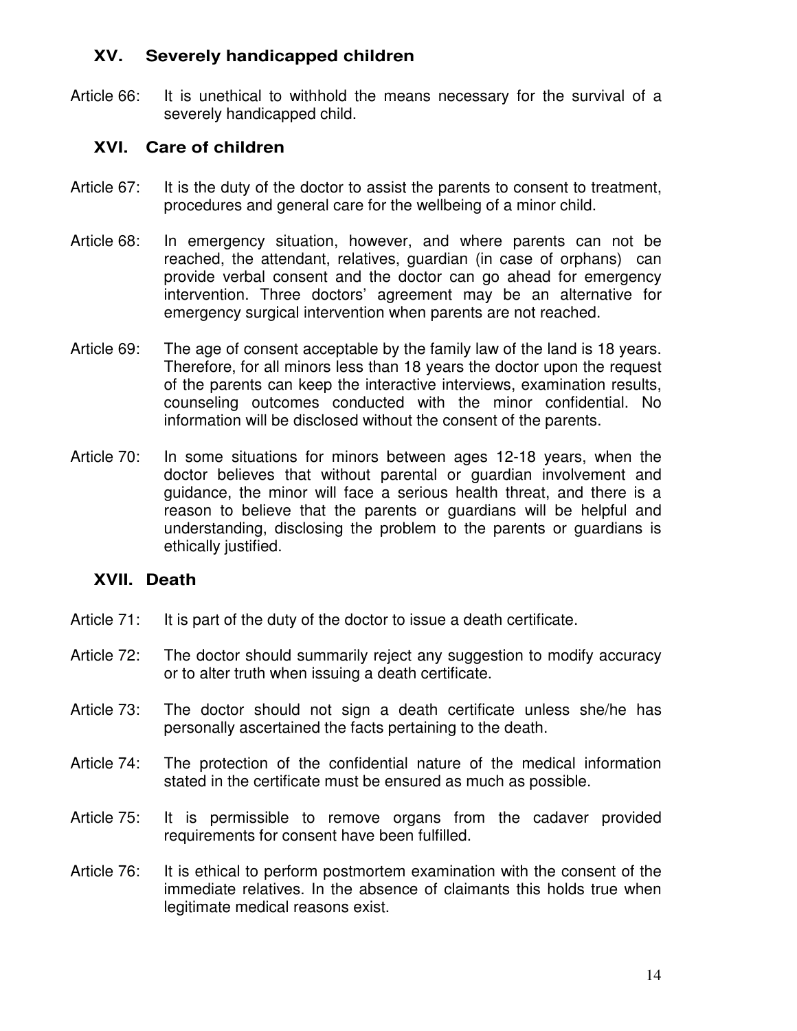## XV. Severely handicapped children

Article 66: It is unethical to withhold the means necessary for the survival of a severely handicapped child.

## XVI. Care of children

Article 67: It is the duty of the doctor to assist the parents to consent to treatment, procedures and general care for the wellbeing of a minor child.

Article 68: In emergency situation, however, and where parents can not be reached, the attendant, relatives, guardian (in case of orphans) can provide verbal consent and the doctor can go ahead for emergency intervention. Three doctors' agreement may be an alternative for emergency surgical intervention when parents are not reached.

Article 69: The age of consent acceptable by the family law of the land is 18 years. Therefore, for all minors less than 18 years the doctor upon the request of the parents can keep the interactive interviews, examination results, counseling outcomes conducted with the minor confidential. No information will be disclosed without the consent of the parents.

Article 70: In some situations for minors between ages 12-18 years, when the doctor believes that without parental or guardian involvement and guidance, the minor will face a serious health threat, and there is a reason to believe that the parents or guardians will be helpful and understanding, disclosing the problem to the parents or guardians is ethically justified.

## XVII. Death

Article 71: It is part of the duty of the doctor to issue a death certificate.

Article 72: The doctor should summarily reject any suggestion to modify accuracy or to alter truth when issuing a death certificate.

Article 73: The doctor should not sign a death certificate unless she/he has personally ascertained the facts pertaining to the death.

Article 74: The protection of the confidential nature of the medical information stated in the certificate must be ensured as much as possible.

Article 75: It is permissible to remove organs from the cadaver provided requirements for consent have been fulfilled.

Article 76: It is ethical to perform postmortem examination with the consent of the immediate relatives. In the absence of claimants this holds true when legitimate medical reasons exist.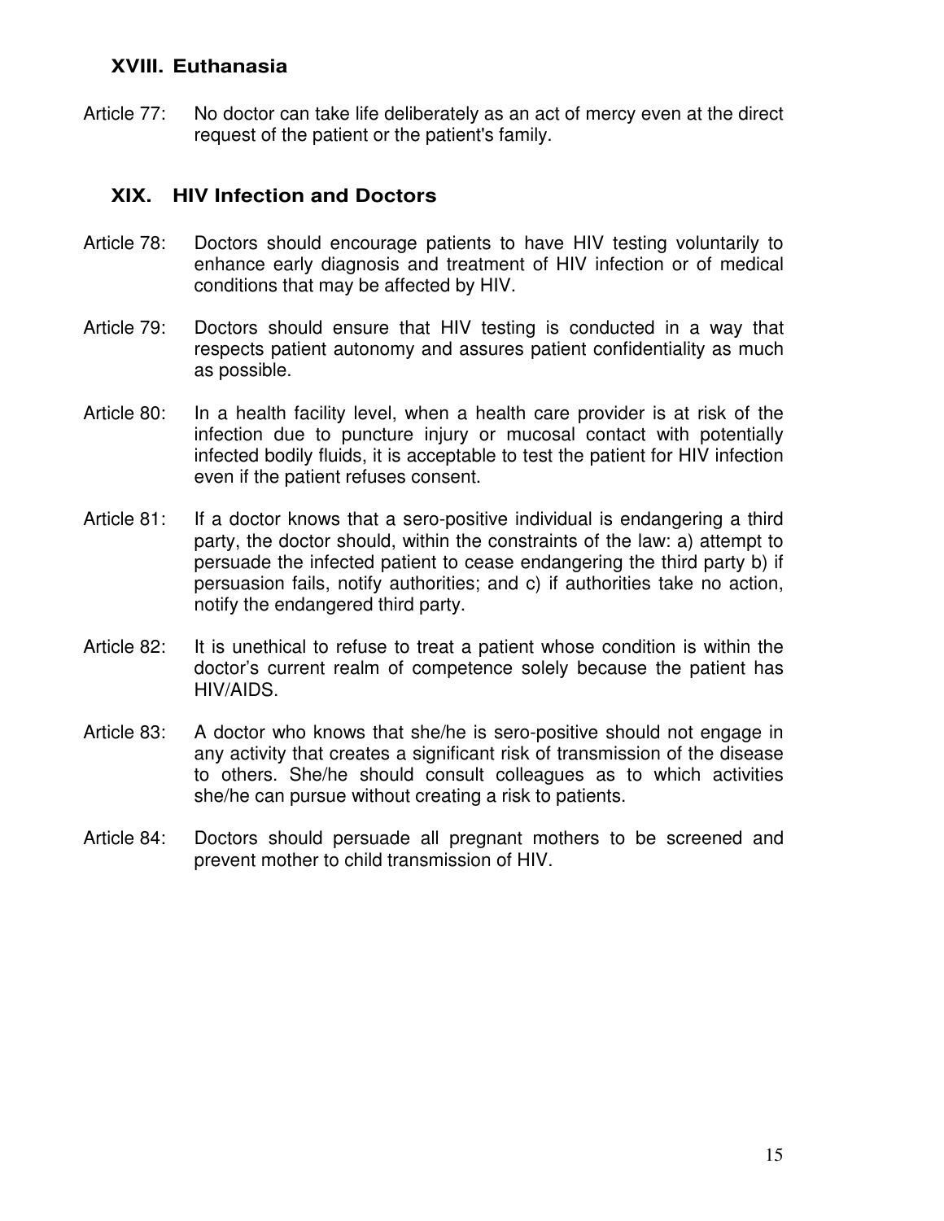## XVIII. Euthanasia

Article 77: No doctor can take life deliberately as an act of mercy even at the direct request of the patient or the patient's family.

## XIX. HIV Infection and Doctors

Article 78: Doctors should encourage patients to have HIV testing voluntarily to enhance early diagnosis and treatment of HIV infection or of medical conditions that may be affected by HIV.

Article 79: Doctors should ensure that HIV testing is conducted in a way that respects patient autonomy and assures patient confidentiality as much as possible.

Article 80: In a health facility level, when a health care provider is at risk of the infection due to puncture injury or mucosal contact with potentially infected bodily fluids, it is acceptable to test the patient for HIV infection even if the patient refuses consent.

Article 81: If a doctor knows that a sero-positive individual is endangering a third party, the doctor should, within the constraints of the law: a) attempt to persuade the infected patient to cease endangering the third party b) if persuasion fails, notify authorities; and c) if authorities take no action, notify the endangered third party.

Article 82: It is unethical to refuse to treat a patient whose condition is within the doctor's current realm of competence solely because the patient has HIV/AIDS.

Article 83: A doctor who knows that she/he is sero-positive should not engage in any activity that creates a significant risk of transmission of the disease to others. She/he should consult colleagues as to which activities she/he can pursue without creating a risk to patients.

Article 84: Doctors should persuade all pregnant mothers to be screened and prevent mother to child transmission of HIV.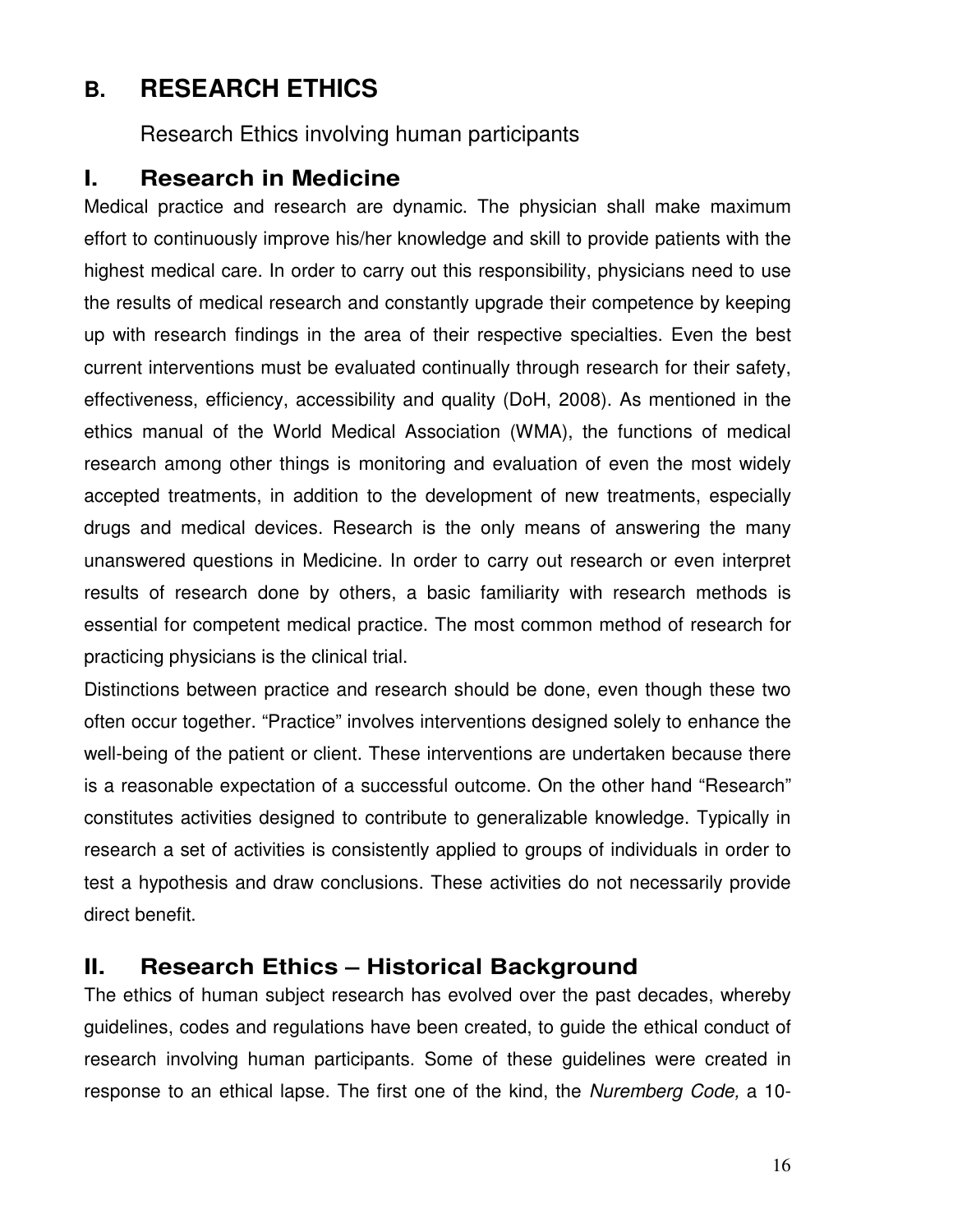## B. RESEARCH ETHICS

Research Ethics involving human participants

### I. Research in Medicine

Medical practice and research are dynamic. The physician shall make maximum effort to continuously improve his/her knowledge and skill to provide patients with the highest medical care. In order to carry out this responsibility, physicians need to use the results of medical research and constantly upgrade their competence by keeping up with research findings in the area of their respective specialties. Even the best current interventions must be evaluated continually through research for their safety, effectiveness, efficiency, accessibility and quality (DoH, 2008). As mentioned in the ethics manual of the World Medical Association (WMA), the functions of medical research among other things is monitoring and evaluation of even the most widely accepted treatments, in addition to the development of new treatments, especially drugs and medical devices. Research is the only means of answering the many unanswered questions in Medicine. In order to carry out research or even interpret results of research done by others, a basic familiarity with research methods is essential for competent medical practice. The most common method of research for practicing physicians is the clinical trial.

Distinctions between practice and research should be done, even though these two often occur together. "Practice" involves interventions designed solely to enhance the well-being of the patient or client. These interventions are undertaken because there is a reasonable expectation of a successful outcome. On the other hand "Research" constitutes activities designed to contribute to generalizable knowledge. Typically in research a set of activities is consistently applied to groups of individuals in order to test a hypothesis and draw conclusions. These activities do not necessarily provide direct benefit.

### II. Research Ethics – Historical Background

The ethics of human subject research has evolved over the past decades, whereby guidelines, codes and regulations have been created, to guide the ethical conduct of research involving human participants. Some of these guidelines were created in response to an ethical lapse. The first one of the kind, the *Nuremberg Code,* a 10-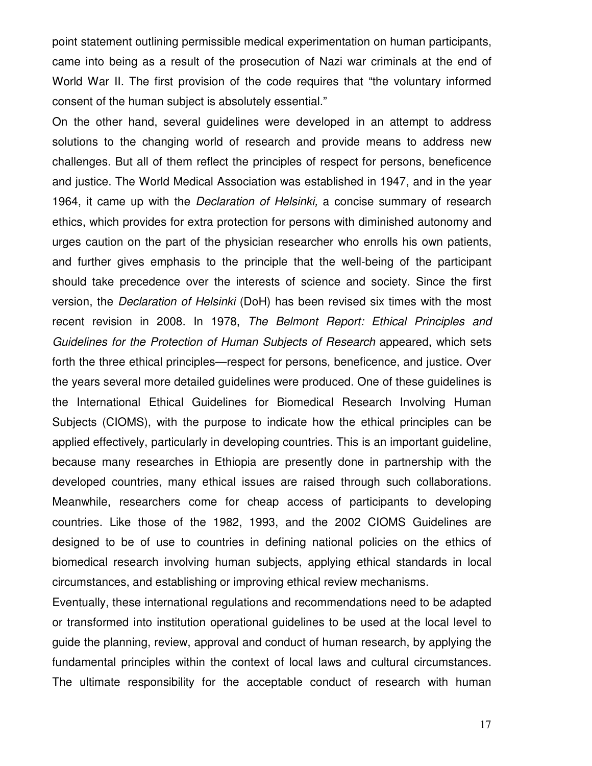point statement outlining permissible medical experimentation on human participants, came into being as a result of the prosecution of Nazi war criminals at the end of World War II. The first provision of the code requires that "the voluntary informed consent of the human subject is absolutely essential."

On the other hand, several guidelines were developed in an attempt to address solutions to the changing world of research and provide means to address new challenges. But all of them reflect the principles of respect for persons, beneficence and justice. The World Medical Association was established in 1947, and in the year 1964, it came up with the *Declaration of Helsinki,* a concise summary of research ethics, which provides for extra protection for persons with diminished autonomy and urges caution on the part of the physician researcher who enrolls his own patients, and further gives emphasis to the principle that the well-being of the participant should take precedence over the interests of science and society. Since the first version, the *Declaration of Helsinki* (DoH) has been revised six times with the most recent revision in 2008. In 1978, *The Belmont Report: Ethical Principles and Guidelines for the Protection of Human Subjects of Research* appeared, which sets forth the three ethical principles—respect for persons, beneficence, and justice. Over the years several more detailed guidelines were produced. One of these guidelines is the International Ethical Guidelines for Biomedical Research Involving Human Subjects (CIOMS), with the purpose to indicate how the ethical principles can be applied effectively, particularly in developing countries. This is an important guideline, because many researches in Ethiopia are presently done in partnership with the developed countries, many ethical issues are raised through such collaborations. Meanwhile, researchers come for cheap access of participants to developing countries. Like those of the 1982, 1993, and the 2002 CIOMS Guidelines are designed to be of use to countries in defining national policies on the ethics of biomedical research involving human subjects, applying ethical standards in local circumstances, and establishing or improving ethical review mechanisms.

Eventually, these international regulations and recommendations need to be adapted or transformed into institution operational guidelines to be used at the local level to guide the planning, review, approval and conduct of human research, by applying the fundamental principles within the context of local laws and cultural circumstances. The ultimate responsibility for the acceptable conduct of research with human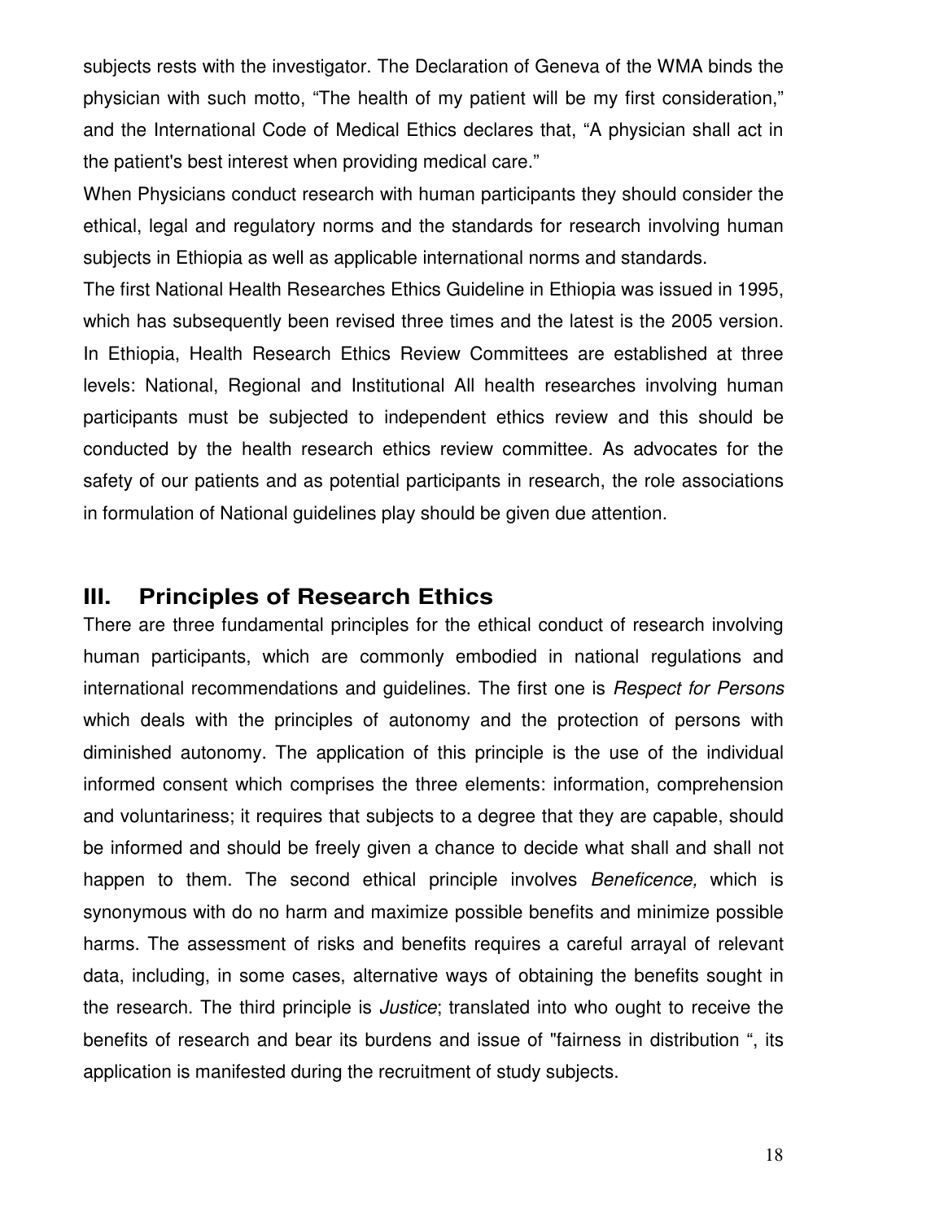subjects rests with the investigator. The Declaration of Geneva of the WMA binds the physician with such motto, “The health of my patient will be my first consideration,” and the International Code of Medical Ethics declares that, “A physician shall act in the patient's best interest when providing medical care.”

When Physicians conduct research with human participants they should consider the ethical, legal and regulatory norms and the standards for research involving human subjects in Ethiopia as well as applicable international norms and standards.

The first National Health Researches Ethics Guideline in Ethiopia was issued in 1995, which has subsequently been revised three times and the latest is the 2005 version. In Ethiopia, Health Research Ethics Review Committees are established at three levels: National, Regional and Institutional All health researches involving human participants must be subjected to independent ethics review and this should be conducted by the health research ethics review committee. As advocates for the safety of our patients and as potential participants in research, the role associations in formulation of National guidelines play should be given due attention.

## III. Principles of Research Ethics

There are three fundamental principles for the ethical conduct of research involving human participants, which are commonly embodied in national regulations and international recommendations and guidelines. The first one is *Respect for Persons* which deals with the principles of autonomy and the protection of persons with diminished autonomy. The application of this principle is the use of the individual informed consent which comprises the three elements: information, comprehension and voluntariness; it requires that subjects to a degree that they are capable, should be informed and should be freely given a chance to decide what shall and shall not happen to them. The second ethical principle involves *Beneficence,* which is synonymous with do no harm and maximize possible benefits and minimize possible harms. The assessment of risks and benefits requires a careful arrayal of relevant data, including, in some cases, alternative ways of obtaining the benefits sought in the research. The third principle is *Justice*; translated into who ought to receive the benefits of research and bear its burdens and issue of "fairness in distribution ", its application is manifested during the recruitment of study subjects.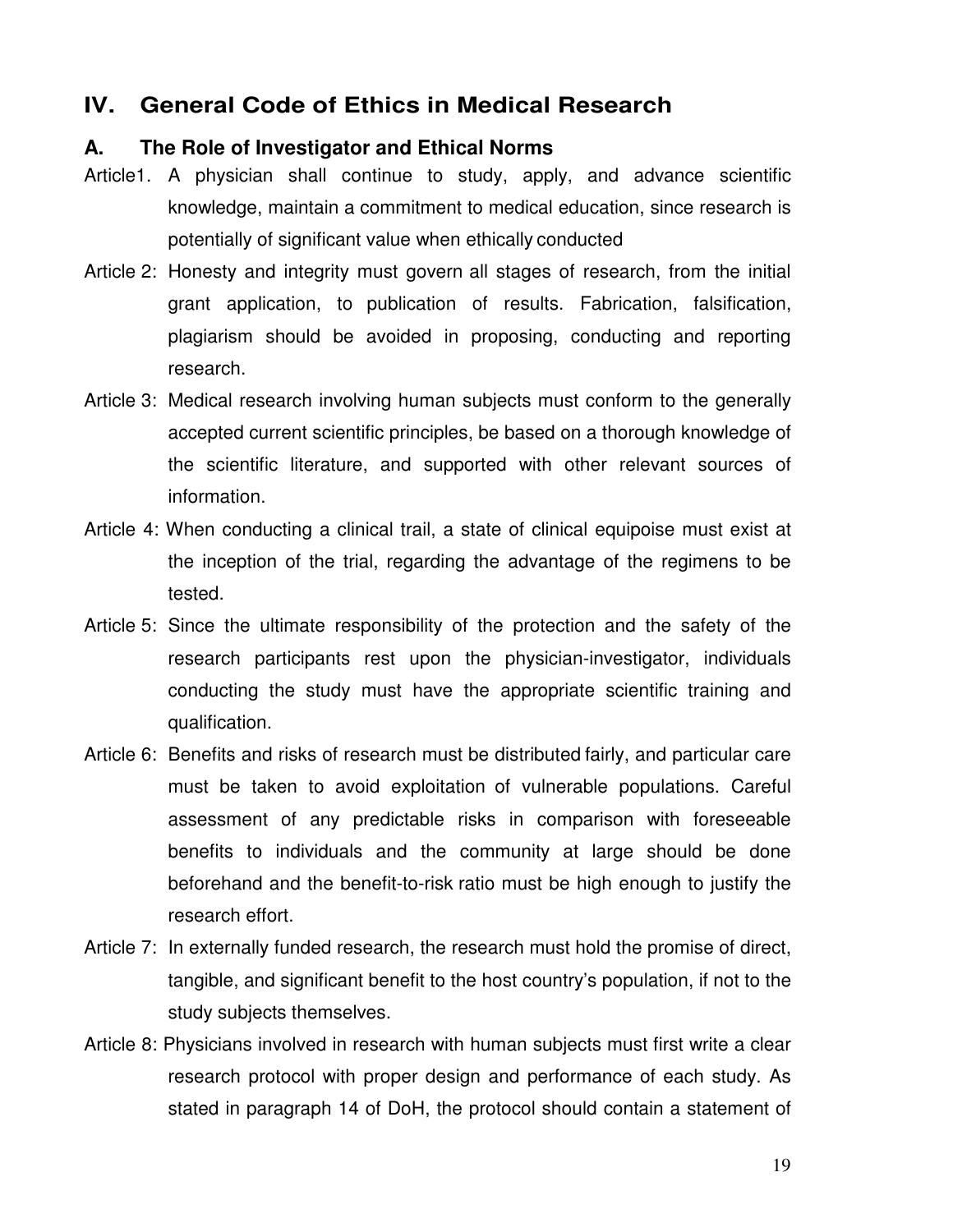## IV. General Code of Ethics in Medical Research

### A. The Role of Investigator and Ethical Norms

Article1. A physician shall continue to study, apply, and advance scientific knowledge, maintain a commitment to medical education, since research is potentially of significant value when ethically conducted

Article 2: Honesty and integrity must govern all stages of research, from the initial grant application, to publication of results. Fabrication, falsification, plagiarism should be avoided in proposing, conducting and reporting research.

Article 3: Medical research involving human subjects must conform to the generally accepted current scientific principles, be based on a thorough knowledge of the scientific literature, and supported with other relevant sources of information.

Article 4: When conducting a clinical trail, a state of clinical equipoise must exist at the inception of the trial, regarding the advantage of the regimens to be tested.

Article 5: Since the ultimate responsibility of the protection and the safety of the research participants rest upon the physician-investigator, individuals conducting the study must have the appropriate scientific training and qualification.

Article 6: Benefits and risks of research must be distributed fairly, and particular care must be taken to avoid exploitation of vulnerable populations. Careful assessment of any predictable risks in comparison with foreseeable benefits to individuals and the community at large should be done beforehand and the benefit-to-risk ratio must be high enough to justify the research effort.

Article 7: In externally funded research, the research must hold the promise of direct, tangible, and significant benefit to the host country's population, if not to the study subjects themselves.

Article 8: Physicians involved in research with human subjects must first write a clear research protocol with proper design and performance of each study. As stated in paragraph 14 of DoH, the protocol should contain a statement of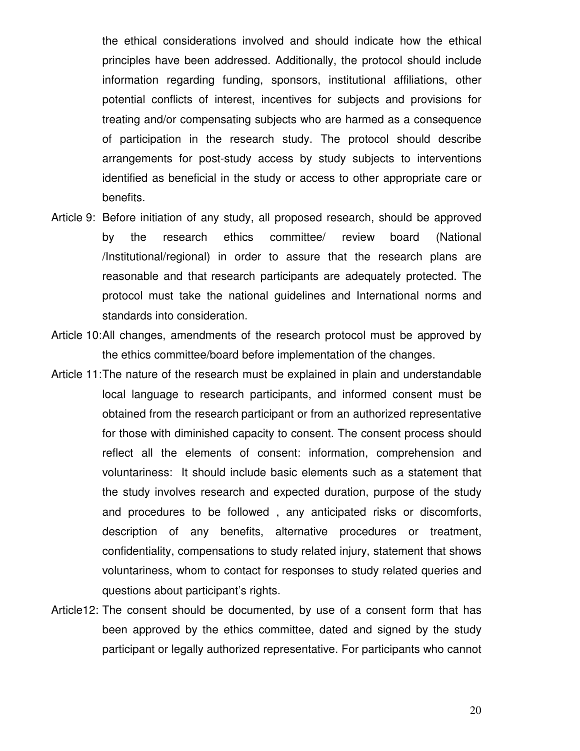the ethical considerations involved and should indicate how the ethical principles have been addressed. Additionally, the protocol should include information regarding funding, sponsors, institutional affiliations, other potential conflicts of interest, incentives for subjects and provisions for treating and/or compensating subjects who are harmed as a consequence of participation in the research study. The protocol should describe arrangements for post-study access by study subjects to interventions identified as beneficial in the study or access to other appropriate care or benefits.

Article 9: Before initiation of any study, all proposed research, should be approved by the research ethics committee/ review board (National /Institutional/regional) in order to assure that the research plans are reasonable and that research participants are adequately protected. The protocol must take the national guidelines and International norms and standards into consideration.

Article 10: All changes, amendments of the research protocol must be approved by the ethics committee/board before implementation of the changes.

Article 11: The nature of the research must be explained in plain and understandable local language to research participants, and informed consent must be obtained from the research participant or from an authorized representative for those with diminished capacity to consent. The consent process should reflect all the elements of consent: information, comprehension and voluntariness: It should include basic elements such as a statement that the study involves research and expected duration, purpose of the study and procedures to be followed , any anticipated risks or discomforts, description of any benefits, alternative procedures or treatment, confidentiality, compensations to study related injury, statement that shows voluntariness, whom to contact for responses to study related queries and questions about participant's rights.

Article12: The consent should be documented, by use of a consent form that has been approved by the ethics committee, dated and signed by the study participant or legally authorized representative. For participants who cannot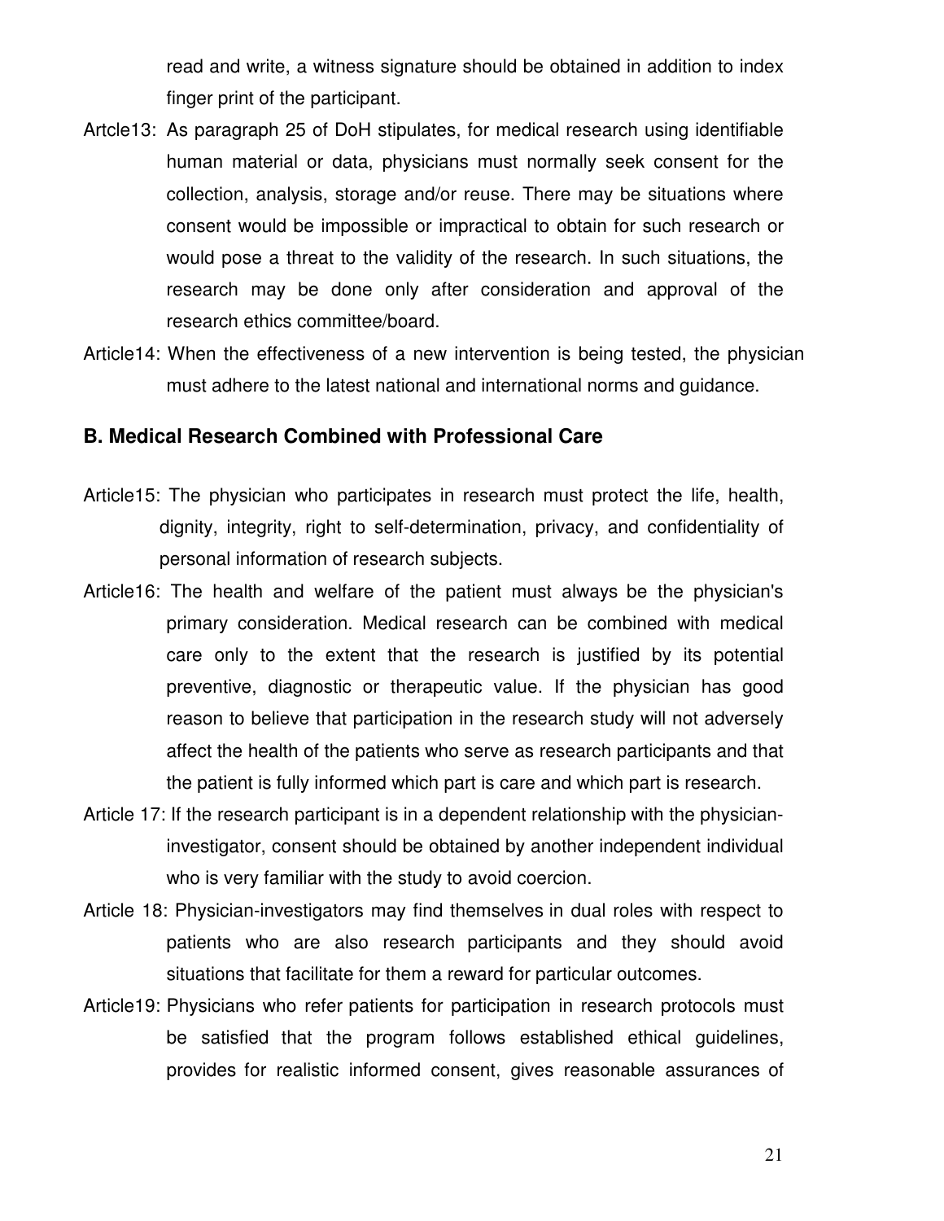read and write, a witness signature should be obtained in addition to index finger print of the participant.

Artcle13: As paragraph 25 of DoH stipulates, for medical research using identifiable human material or data, physicians must normally seek consent for the collection, analysis, storage and/or reuse. There may be situations where consent would be impossible or impractical to obtain for such research or would pose a threat to the validity of the research. In such situations, the research may be done only after consideration and approval of the research ethics committee/board.

Article14: When the effectiveness of a new intervention is being tested, the physician must adhere to the latest national and international norms and guidance.

### B. Medical Research Combined with Professional Care

Article15: The physician who participates in research must protect the life, health, dignity, integrity, right to self-determination, privacy, and confidentiality of personal information of research subjects.

Article16: The health and welfare of the patient must always be the physician's primary consideration. Medical research can be combined with medical care only to the extent that the research is justified by its potential preventive, diagnostic or therapeutic value. If the physician has good reason to believe that participation in the research study will not adversely affect the health of the patients who serve as research participants and that the patient is fully informed which part is care and which part is research.

Article 17: If the research participant is in a dependent relationship with the physician-investigator, consent should be obtained by another independent individual who is very familiar with the study to avoid coercion.

Article 18: Physician-investigators may find themselves in dual roles with respect to patients who are also research participants and they should avoid situations that facilitate for them a reward for particular outcomes.

Article19: Physicians who refer patients for participation in research protocols must be satisfied that the program follows established ethical guidelines, provides for realistic informed consent, gives reasonable assurances of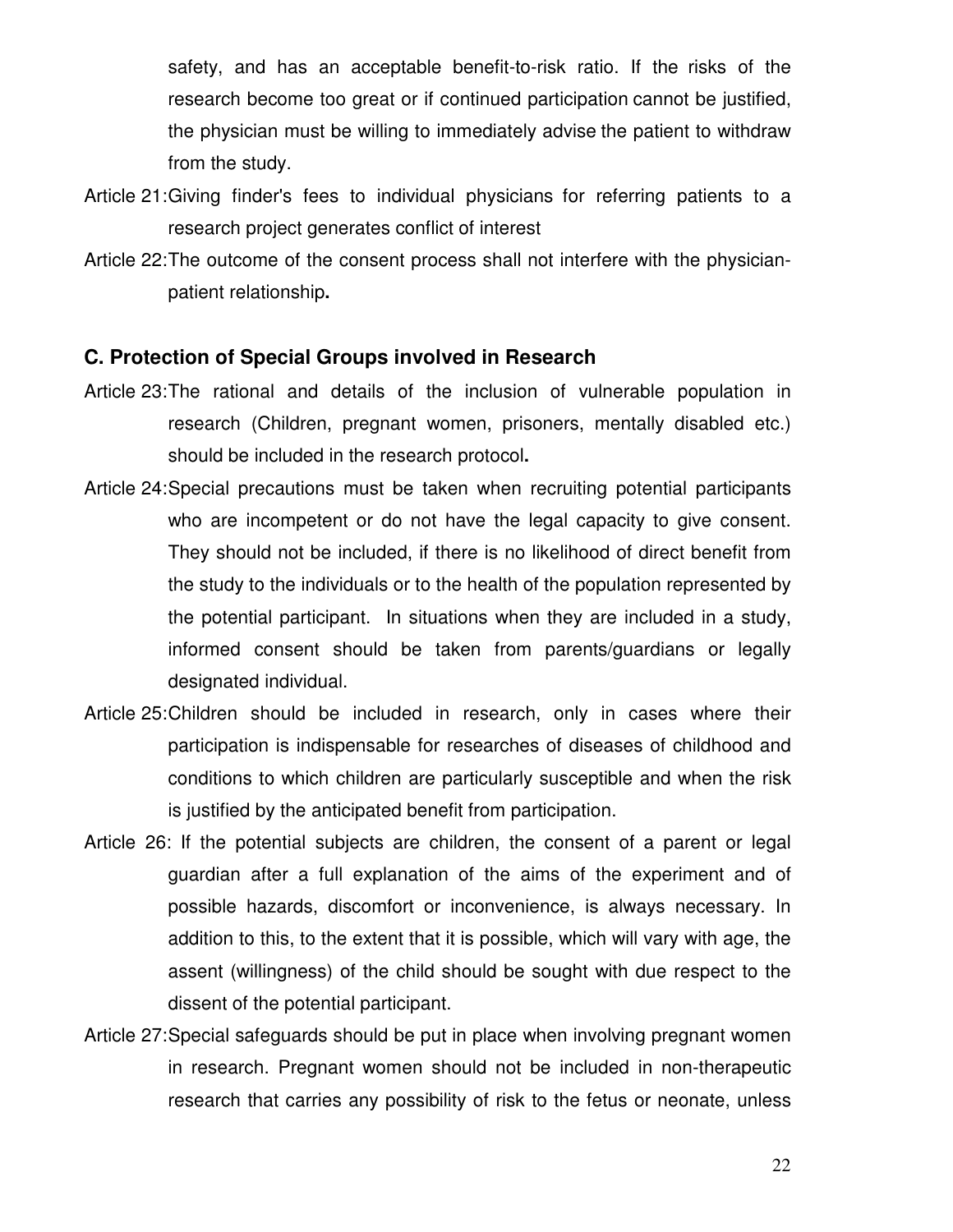safety, and has an acceptable benefit-to-risk ratio. If the risks of the research become too great or if continued participation cannot be justified, the physician must be willing to immediately advise the patient to withdraw from the study.

Article 21: Giving finder's fees to individual physicians for referring patients to a research project generates conflict of interest

Article 22: The outcome of the consent process shall not interfere with the physician-patient relationship**.**

### C. Protection of Special Groups involved in Research

Article 23: The rational and details of the inclusion of vulnerable population in research (Children, pregnant women, prisoners, mentally disabled etc.) should be included in the research protocol**.**

Article 24: Special precautions must be taken when recruiting potential participants who are incompetent or do not have the legal capacity to give consent. They should not be included, if there is no likelihood of direct benefit from the study to the individuals or to the health of the population represented by the potential participant. In situations when they are included in a study, informed consent should be taken from parents/guardians or legally designated individual.

Article 25: Children should be included in research, only in cases where their participation is indispensable for researches of diseases of childhood and conditions to which children are particularly susceptible and when the risk is justified by the anticipated benefit from participation.

Article 26: If the potential subjects are children, the consent of a parent or legal guardian after a full explanation of the aims of the experiment and of possible hazards, discomfort or inconvenience, is always necessary. In addition to this, to the extent that it is possible, which will vary with age, the assent (willingness) of the child should be sought with due respect to the dissent of the potential participant.

Article 27: Special safeguards should be put in place when involving pregnant women in research. Pregnant women should not be included in non-therapeutic research that carries any possibility of risk to the fetus or neonate, unless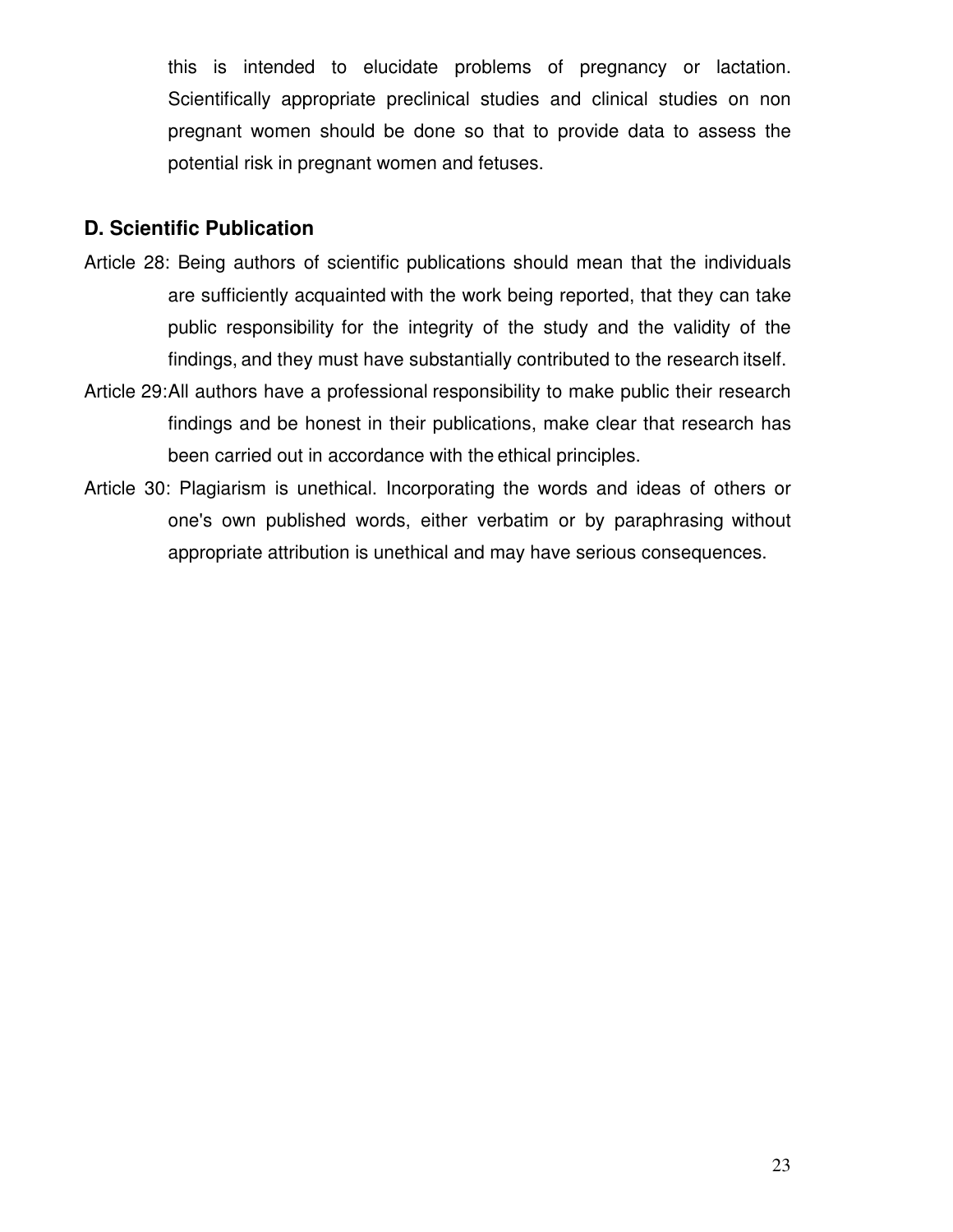this is intended to elucidate problems of pregnancy or lactation. Scientifically appropriate preclinical studies and clinical studies on non pregnant women should be done so that to provide data to assess the potential risk in pregnant women and fetuses.

## D. Scientific Publication

Article 28: Being authors of scientific publications should mean that the individuals are sufficiently acquainted with the work being reported, that they can take public responsibility for the integrity of the study and the validity of the findings, and they must have substantially contributed to the research itself.

Article 29: All authors have a professional responsibility to make public their research findings and be honest in their publications, make clear that research has been carried out in accordance with the ethical principles.

Article 30: Plagiarism is unethical. Incorporating the words and ideas of others or one's own published words, either verbatim or by paraphrasing without appropriate attribution is unethical and may have serious consequences.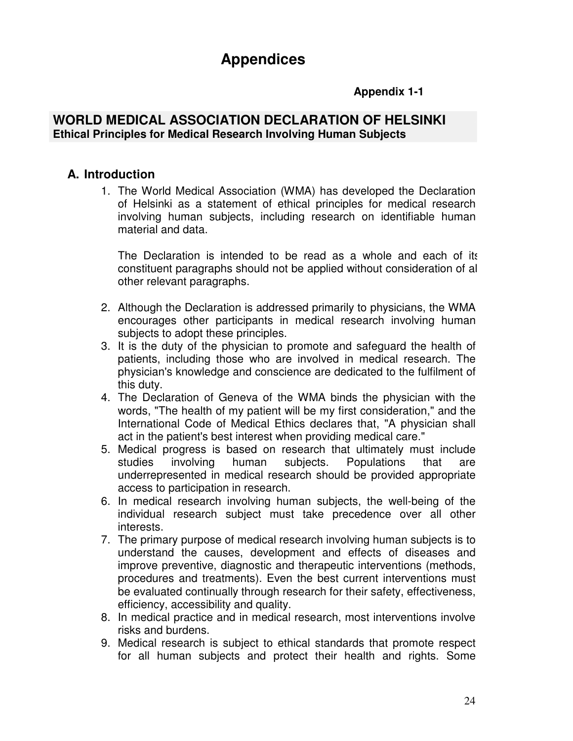# Appendices

**Appendix 1-1**

## WORLD MEDICAL ASSOCIATION DECLARATION OF HELSINKI
**Ethical Principles for Medical Research Involving Human Subjects**

### A. Introduction

1. The World Medical Association (WMA) has developed the Declaration of Helsinki as a statement of ethical principles for medical research involving human subjects, including research on identifiable human material and data.

   The Declaration is intended to be read as a whole and each of its constituent paragraphs should not be applied without consideration of all other relevant paragraphs.

2. Although the Declaration is addressed primarily to physicians, the WMA encourages other participants in medical research involving human subjects to adopt these principles.
3. It is the duty of the physician to promote and safeguard the health of patients, including those who are involved in medical research. The physician's knowledge and conscience are dedicated to the fulfilment of this duty.
4. The Declaration of Geneva of the WMA binds the physician with the words, "The health of my patient will be my first consideration," and the International Code of Medical Ethics declares that, "A physician shall act in the patient's best interest when providing medical care."
5. Medical progress is based on research that ultimately must include studies involving human subjects. Populations that are underrepresented in medical research should be provided appropriate access to participation in research.
6. In medical research involving human subjects, the well-being of the individual research subject must take precedence over all other interests.
7. The primary purpose of medical research involving human subjects is to understand the causes, development and effects of diseases and improve preventive, diagnostic and therapeutic interventions (methods, procedures and treatments). Even the best current interventions must be evaluated continually through research for their safety, effectiveness, efficiency, accessibility and quality.
8. In medical practice and in medical research, most interventions involve risks and burdens.
9. Medical research is subject to ethical standards that promote respect for all human subjects and protect their health and rights. Some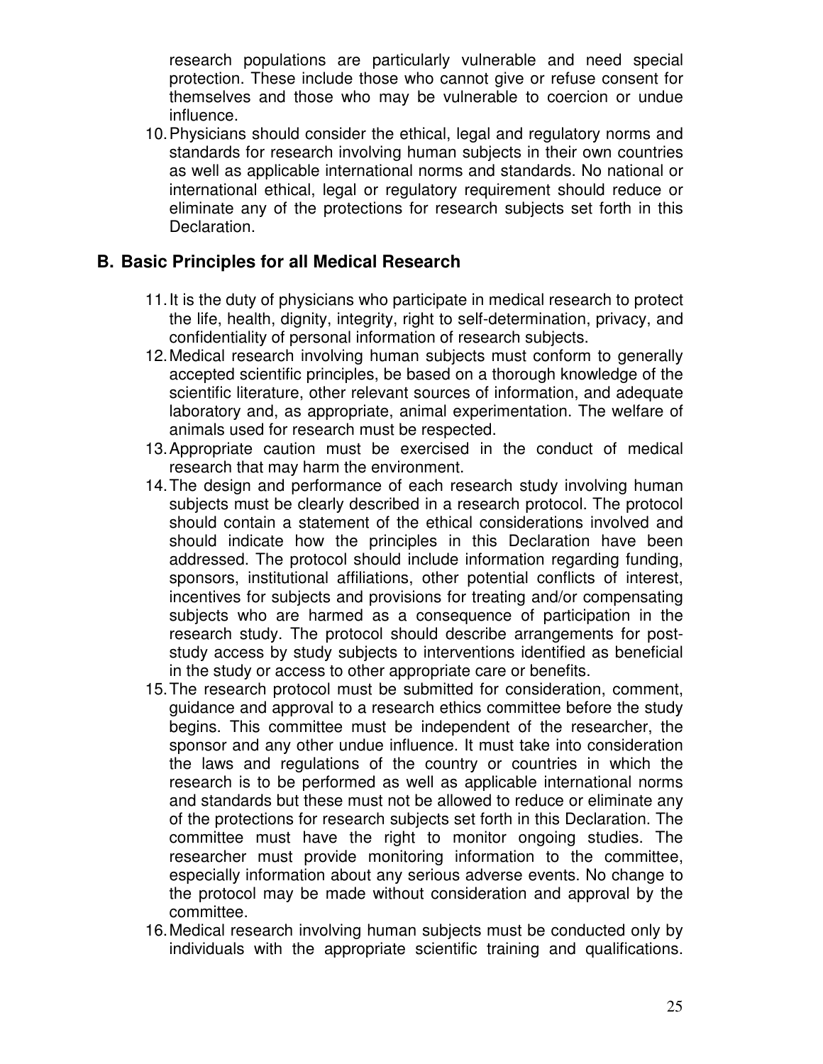research populations are particularly vulnerable and need special protection. These include those who cannot give or refuse consent for themselves and those who may be vulnerable to coercion or undue influence.

10. Physicians should consider the ethical, legal and regulatory norms and standards for research involving human subjects in their own countries as well as applicable international norms and standards. No national or international ethical, legal or regulatory requirement should reduce or eliminate any of the protections for research subjects set forth in this Declaration.

## B. Basic Principles for all Medical Research

11. It is the duty of physicians who participate in medical research to protect the life, health, dignity, integrity, right to self-determination, privacy, and confidentiality of personal information of research subjects.
12. Medical research involving human subjects must conform to generally accepted scientific principles, be based on a thorough knowledge of the scientific literature, other relevant sources of information, and adequate laboratory and, as appropriate, animal experimentation. The welfare of animals used for research must be respected.
13. Appropriate caution must be exercised in the conduct of medical research that may harm the environment.
14. The design and performance of each research study involving human subjects must be clearly described in a research protocol. The protocol should contain a statement of the ethical considerations involved and should indicate how the principles in this Declaration have been addressed. The protocol should include information regarding funding, sponsors, institutional affiliations, other potential conflicts of interest, incentives for subjects and provisions for treating and/or compensating subjects who are harmed as a consequence of participation in the research study. The protocol should describe arrangements for post-study access by study subjects to interventions identified as beneficial in the study or access to other appropriate care or benefits.
15. The research protocol must be submitted for consideration, comment, guidance and approval to a research ethics committee before the study begins. This committee must be independent of the researcher, the sponsor and any other undue influence. It must take into consideration the laws and regulations of the country or countries in which the research is to be performed as well as applicable international norms and standards but these must not be allowed to reduce or eliminate any of the protections for research subjects set forth in this Declaration. The committee must have the right to monitor ongoing studies. The researcher must provide monitoring information to the committee, especially information about any serious adverse events. No change to the protocol may be made without consideration and approval by the committee.
16. Medical research involving human subjects must be conducted only by individuals with the appropriate scientific training and qualifications.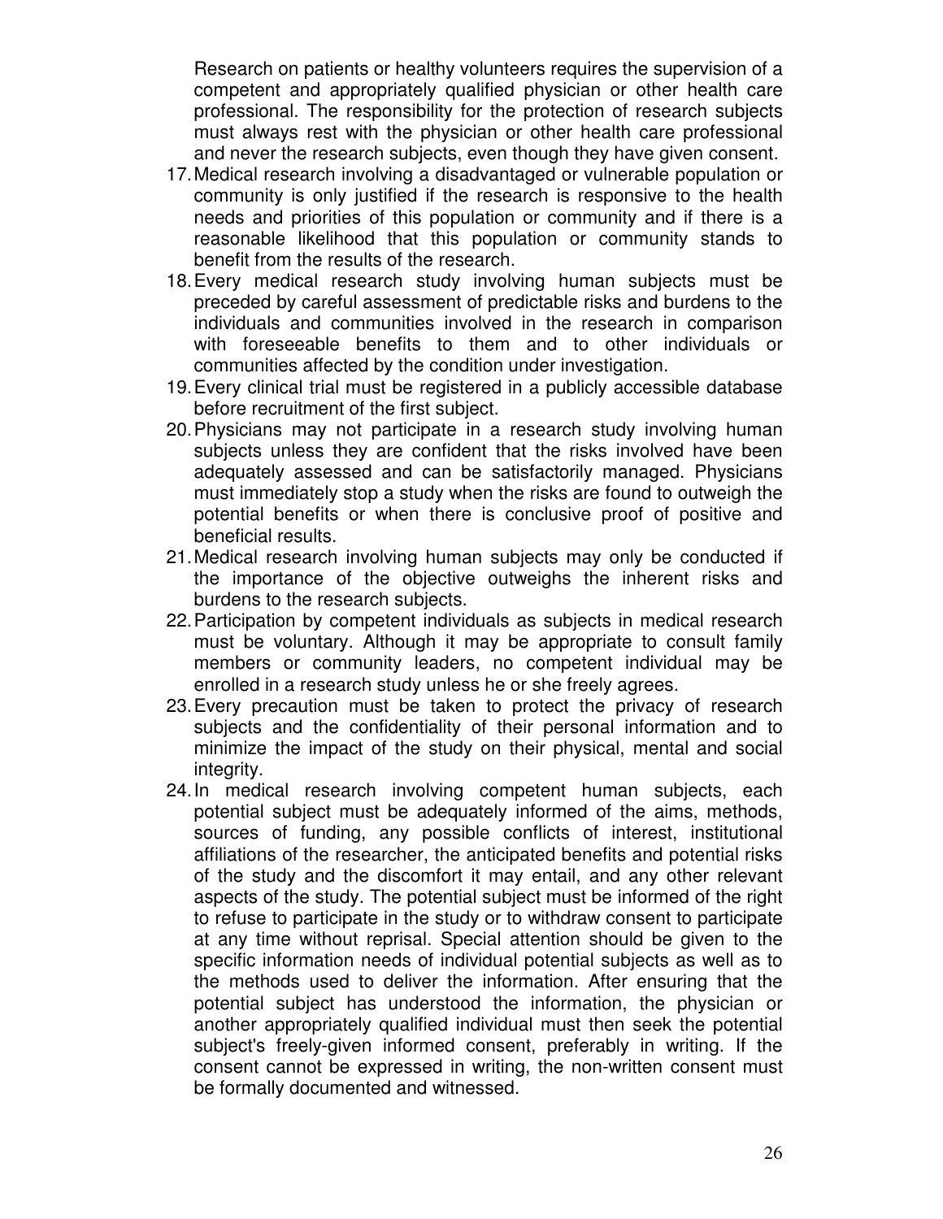Research on patients or healthy volunteers requires the supervision of a competent and appropriately qualified physician or other health care professional. The responsibility for the protection of research subjects must always rest with the physician or other health care professional and never the research subjects, even though they have given consent.

17. Medical research involving a disadvantaged or vulnerable population or community is only justified if the research is responsive to the health needs and priorities of this population or community and if there is a reasonable likelihood that this population or community stands to benefit from the results of the research.
18. Every medical research study involving human subjects must be preceded by careful assessment of predictable risks and burdens to the individuals and communities involved in the research in comparison with foreseeable benefits to them and to other individuals or communities affected by the condition under investigation.
19. Every clinical trial must be registered in a publicly accessible database before recruitment of the first subject.
20. Physicians may not participate in a research study involving human subjects unless they are confident that the risks involved have been adequately assessed and can be satisfactorily managed. Physicians must immediately stop a study when the risks are found to outweigh the potential benefits or when there is conclusive proof of positive and beneficial results.
21. Medical research involving human subjects may only be conducted if the importance of the objective outweighs the inherent risks and burdens to the research subjects.
22. Participation by competent individuals as subjects in medical research must be voluntary. Although it may be appropriate to consult family members or community leaders, no competent individual may be enrolled in a research study unless he or she freely agrees.
23. Every precaution must be taken to protect the privacy of research subjects and the confidentiality of their personal information and to minimize the impact of the study on their physical, mental and social integrity.
24. In medical research involving competent human subjects, each potential subject must be adequately informed of the aims, methods, sources of funding, any possible conflicts of interest, institutional affiliations of the researcher, the anticipated benefits and potential risks of the study and the discomfort it may entail, and any other relevant aspects of the study. The potential subject must be informed of the right to refuse to participate in the study or to withdraw consent to participate at any time without reprisal. Special attention should be given to the specific information needs of individual potential subjects as well as to the methods used to deliver the information. After ensuring that the potential subject has understood the information, the physician or another appropriately qualified individual must then seek the potential subject's freely-given informed consent, preferably in writing. If the consent cannot be expressed in writing, the non-written consent must be formally documented and witnessed.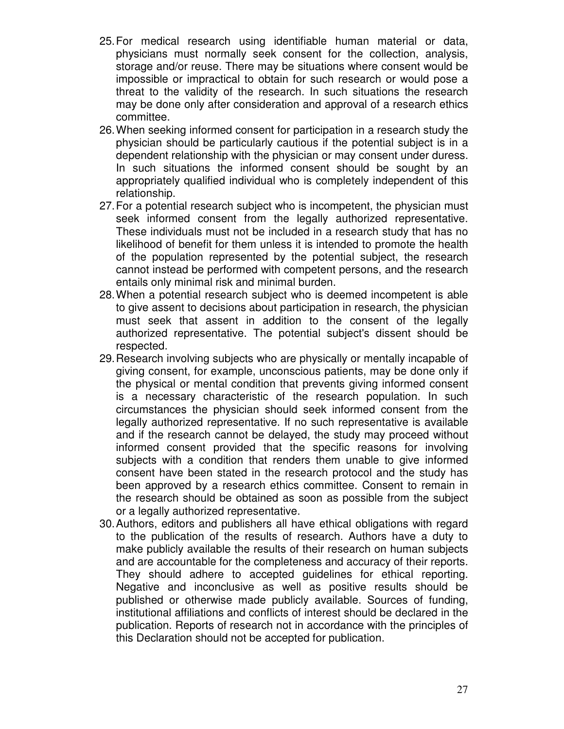25. For medical research using identifiable human material or data, physicians must normally seek consent for the collection, analysis, storage and/or reuse. There may be situations where consent would be impossible or impractical to obtain for such research or would pose a threat to the validity of the research. In such situations the research may be done only after consideration and approval of a research ethics committee.
26. When seeking informed consent for participation in a research study the physician should be particularly cautious if the potential subject is in a dependent relationship with the physician or may consent under duress. In such situations the informed consent should be sought by an appropriately qualified individual who is completely independent of this relationship.
27. For a potential research subject who is incompetent, the physician must seek informed consent from the legally authorized representative. These individuals must not be included in a research study that has no likelihood of benefit for them unless it is intended to promote the health of the population represented by the potential subject, the research cannot instead be performed with competent persons, and the research entails only minimal risk and minimal burden.
28. When a potential research subject who is deemed incompetent is able to give assent to decisions about participation in research, the physician must seek that assent in addition to the consent of the legally authorized representative. The potential subject's dissent should be respected.
29. Research involving subjects who are physically or mentally incapable of giving consent, for example, unconscious patients, may be done only if the physical or mental condition that prevents giving informed consent is a necessary characteristic of the research population. In such circumstances the physician should seek informed consent from the legally authorized representative. If no such representative is available and if the research cannot be delayed, the study may proceed without informed consent provided that the specific reasons for involving subjects with a condition that renders them unable to give informed consent have been stated in the research protocol and the study has been approved by a research ethics committee. Consent to remain in the research should be obtained as soon as possible from the subject or a legally authorized representative.
30. Authors, editors and publishers all have ethical obligations with regard to the publication of the results of research. Authors have a duty to make publicly available the results of their research on human subjects and are accountable for the completeness and accuracy of their reports. They should adhere to accepted guidelines for ethical reporting. Negative and inconclusive as well as positive results should be published or otherwise made publicly available. Sources of funding, institutional affiliations and conflicts of interest should be declared in the publication. Reports of research not in accordance with the principles of this Declaration should not be accepted for publication.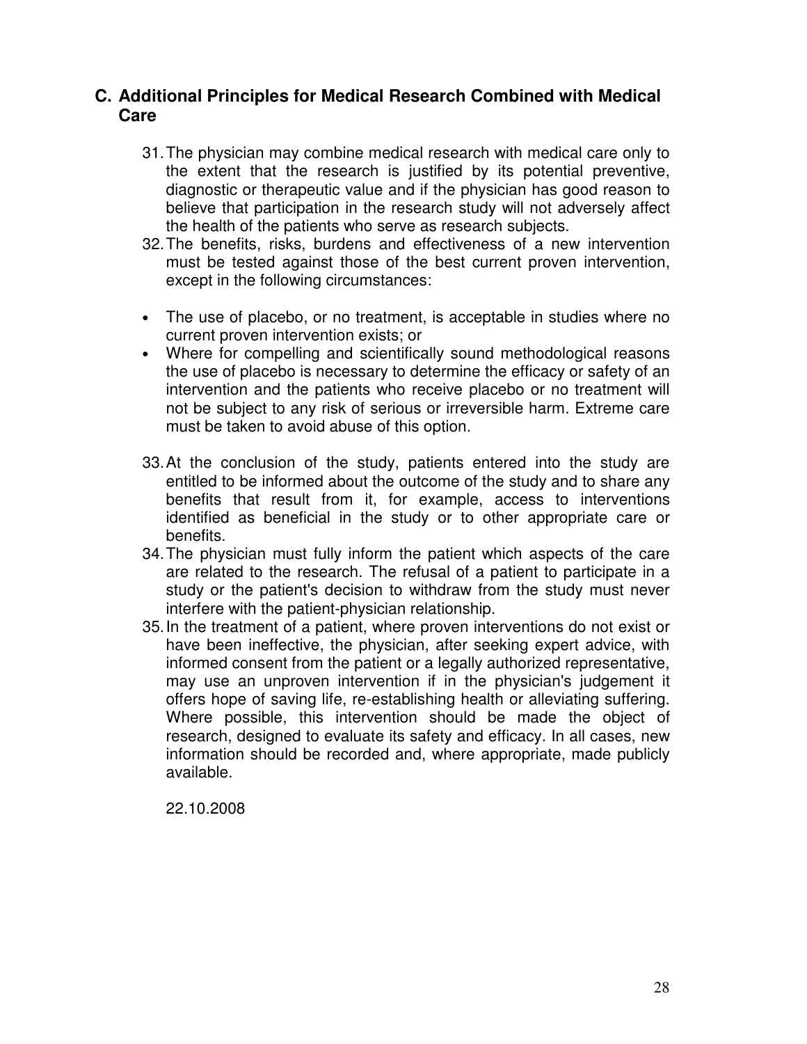## C. Additional Principles for Medical Research Combined with Medical Care

31. The physician may combine medical research with medical care only to the extent that the research is justified by its potential preventive, diagnostic or therapeutic value and if the physician has good reason to believe that participation in the research study will not adversely affect the health of the patients who serve as research subjects.
32. The benefits, risks, burdens and effectiveness of a new intervention must be tested against those of the best current proven intervention, except in the following circumstances:

- The use of placebo, or no treatment, is acceptable in studies where no current proven intervention exists; or
- Where for compelling and scientifically sound methodological reasons the use of placebo is necessary to determine the efficacy or safety of an intervention and the patients who receive placebo or no treatment will not be subject to any risk of serious or irreversible harm. Extreme care must be taken to avoid abuse of this option.

33. At the conclusion of the study, patients entered into the study are entitled to be informed about the outcome of the study and to share any benefits that result from it, for example, access to interventions identified as beneficial in the study or to other appropriate care or benefits.
34. The physician must fully inform the patient which aspects of the care are related to the research. The refusal of a patient to participate in a study or the patient's decision to withdraw from the study must never interfere with the patient-physician relationship.
35. In the treatment of a patient, where proven interventions do not exist or have been ineffective, the physician, after seeking expert advice, with informed consent from the patient or a legally authorized representative, may use an unproven intervention if in the physician's judgement it offers hope of saving life, re-establishing health or alleviating suffering. Where possible, this intervention should be made the object of research, designed to evaluate its safety and efficacy. In all cases, new information should be recorded and, where appropriate, made publicly available.

22.10.2008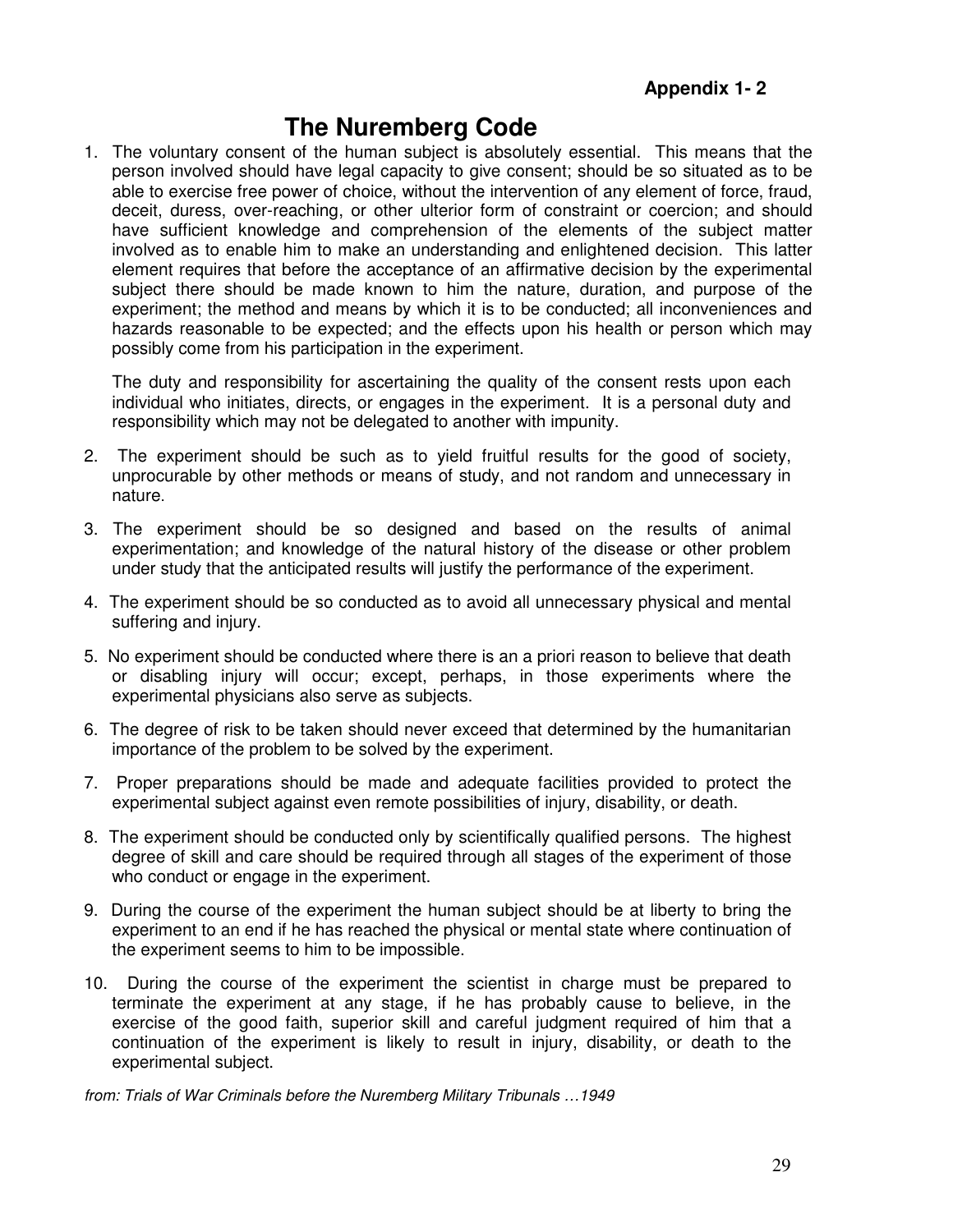**Appendix 1- 2**

# The Nuremberg Code

1. The voluntary consent of the human subject is absolutely essential. This means that the person involved should have legal capacity to give consent; should be so situated as to be able to exercise free power of choice, without the intervention of any element of force, fraud, deceit, duress, over-reaching, or other ulterior form of constraint or coercion; and should have sufficient knowledge and comprehension of the elements of the subject matter involved as to enable him to make an understanding and enlightened decision. This latter element requires that before the acceptance of an affirmative decision by the experimental subject there should be made known to him the nature, duration, and purpose of the experiment; the method and means by which it is to be conducted; all inconveniences and hazards reasonable to be expected; and the effects upon his health or person which may possibly come from his participation in the experiment.

   The duty and responsibility for ascertaining the quality of the consent rests upon each individual who initiates, directs, or engages in the experiment. It is a personal duty and responsibility which may not be delegated to another with impunity.

2. The experiment should be such as to yield fruitful results for the good of society, unprocurable by other methods or means of study, and not random and unnecessary in nature.

3. The experiment should be so designed and based on the results of animal experimentation; and knowledge of the natural history of the disease or other problem under study that the anticipated results will justify the performance of the experiment.

4. The experiment should be so conducted as to avoid all unnecessary physical and mental suffering and injury.

5. No experiment should be conducted where there is an a priori reason to believe that death or disabling injury will occur; except, perhaps, in those experiments where the experimental physicians also serve as subjects.

6. The degree of risk to be taken should never exceed that determined by the humanitarian importance of the problem to be solved by the experiment.

7. Proper preparations should be made and adequate facilities provided to protect the experimental subject against even remote possibilities of injury, disability, or death.

8. The experiment should be conducted only by scientifically qualified persons. The highest degree of skill and care should be required through all stages of the experiment of those who conduct or engage in the experiment.

9. During the course of the experiment the human subject should be at liberty to bring the experiment to an end if he has reached the physical or mental state where continuation of the experiment seems to him to be impossible.

10. During the course of the experiment the scientist in charge must be prepared to terminate the experiment at any stage, if he has probably cause to believe, in the exercise of the good faith, superior skill and careful judgment required of him that a continuation of the experiment is likely to result in injury, disability, or death to the experimental subject.

*from: Trials of War Criminals before the Nuremberg Military Tribunals …1949*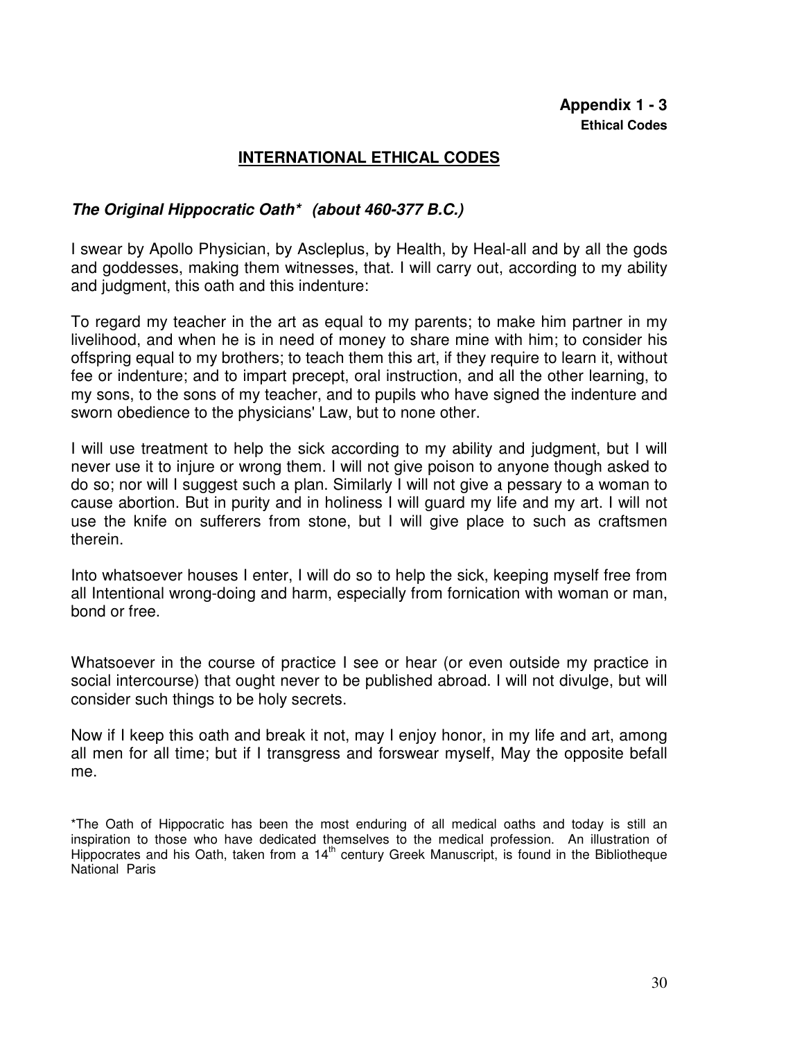**Appendix 1 - 3**
**Ethical Codes**

## INTERNATIONAL ETHICAL CODES

### *The Original Hippocratic Oath\*  (about 460-377 B.C.)*

I swear by Apollo Physician, by Ascleplus, by Health, by Heal-all and by all the gods and goddesses, making them witnesses, that. I will carry out, according to my ability and judgment, this oath and this indenture:

To regard my teacher in the art as equal to my parents; to make him partner in my livelihood, and when he is in need of money to share mine with him; to consider his offspring equal to my brothers; to teach them this art, if they require to learn it, without fee or indenture; and to impart precept, oral instruction, and all the other learning, to my sons, to the sons of my teacher, and to pupils who have signed the indenture and sworn obedience to the physicians' Law, but to none other.

I will use treatment to help the sick according to my ability and judgment, but I will never use it to injure or wrong them. I will not give poison to anyone though asked to do so; nor will I suggest such a plan. Similarly I will not give a pessary to a woman to cause abortion. But in purity and in holiness I will guard my life and my art. I will not use the knife on sufferers from stone, but I will give place to such as craftsmen therein.

Into whatsoever houses I enter, I will do so to help the sick, keeping myself free from all Intentional wrong-doing and harm, especially from fornication with woman or man, bond or free.

Whatsoever in the course of practice I see or hear (or even outside my practice in social intercourse) that ought never to be published abroad. I will not divulge, but will consider such things to be holy secrets.

Now if I keep this oath and break it not, may I enjoy honor, in my life and art, among all men for all time; but if I transgress and forswear myself, May the opposite befall me.

\*The Oath of Hippocratic has been the most enduring of all medical oaths and today is still an inspiration to those who have dedicated themselves to the medical profession. An illustration of Hippocrates and his Oath, taken from a 14th century Greek Manuscript, is found in the Bibliotheque National Paris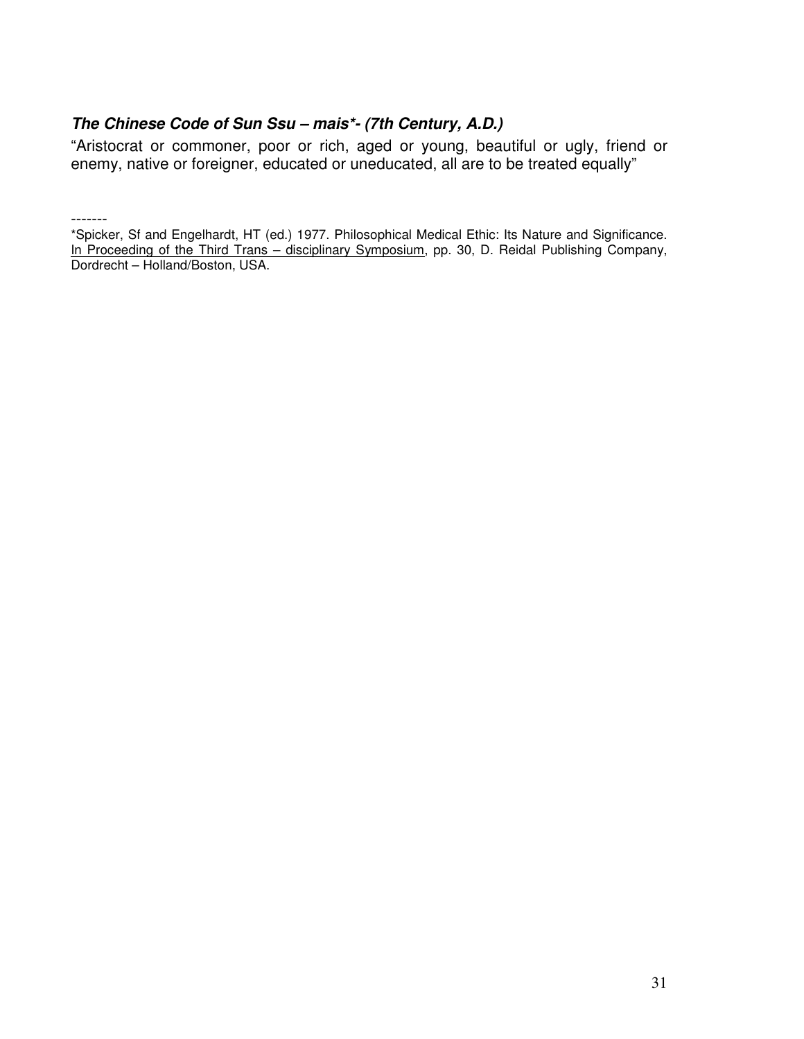***The Chinese Code of Sun Ssu – mais*- (7th Century, A.D.)***

“Aristocrat or commoner, poor or rich, aged or young, beautiful or ugly, friend or enemy, native or foreigner, educated or uneducated, all are to be treated equally”

-------

*Spicker, Sf and Engelhardt, HT (ed.) 1977. Philosophical Medical Ethic: Its Nature and Significance. In Proceeding of the Third Trans – disciplinary Symposium, pp. 30, D. Reidal Publishing Company, Dordrecht – Holland/Boston, USA.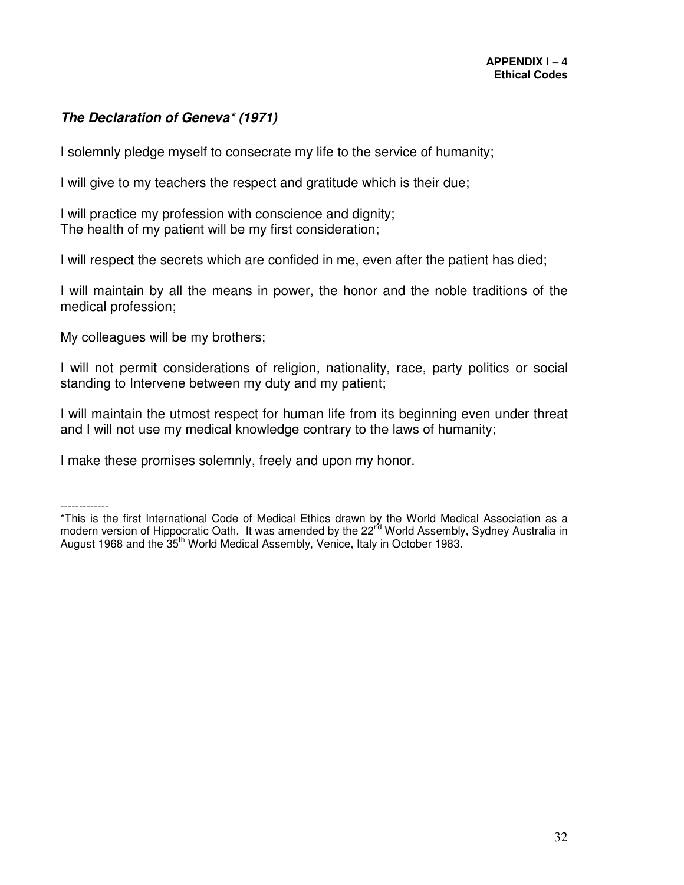**APPENDIX I – 4**
**Ethical Codes**

### *The Declaration of Geneva\* (1971)*

I solemnly pledge myself to consecrate my life to the service of humanity;

I will give to my teachers the respect and gratitude which is their due;

I will practice my profession with conscience and dignity;
The health of my patient will be my first consideration;

I will respect the secrets which are confided in me, even after the patient has died;

I will maintain by all the means in power, the honor and the noble traditions of the medical profession;

My colleagues will be my brothers;

I will not permit considerations of religion, nationality, race, party politics or social standing to Intervene between my duty and my patient;

I will maintain the utmost respect for human life from its beginning even under threat and I will not use my medical knowledge contrary to the laws of humanity;

I make these promises solemnly, freely and upon my honor.

-------------

\*This is the first International Code of Medical Ethics drawn by the World Medical Association as a modern version of Hippocratic Oath. It was amended by the 22nd World Assembly, Sydney Australia in August 1968 and the 35th World Medical Assembly, Venice, Italy in October 1983.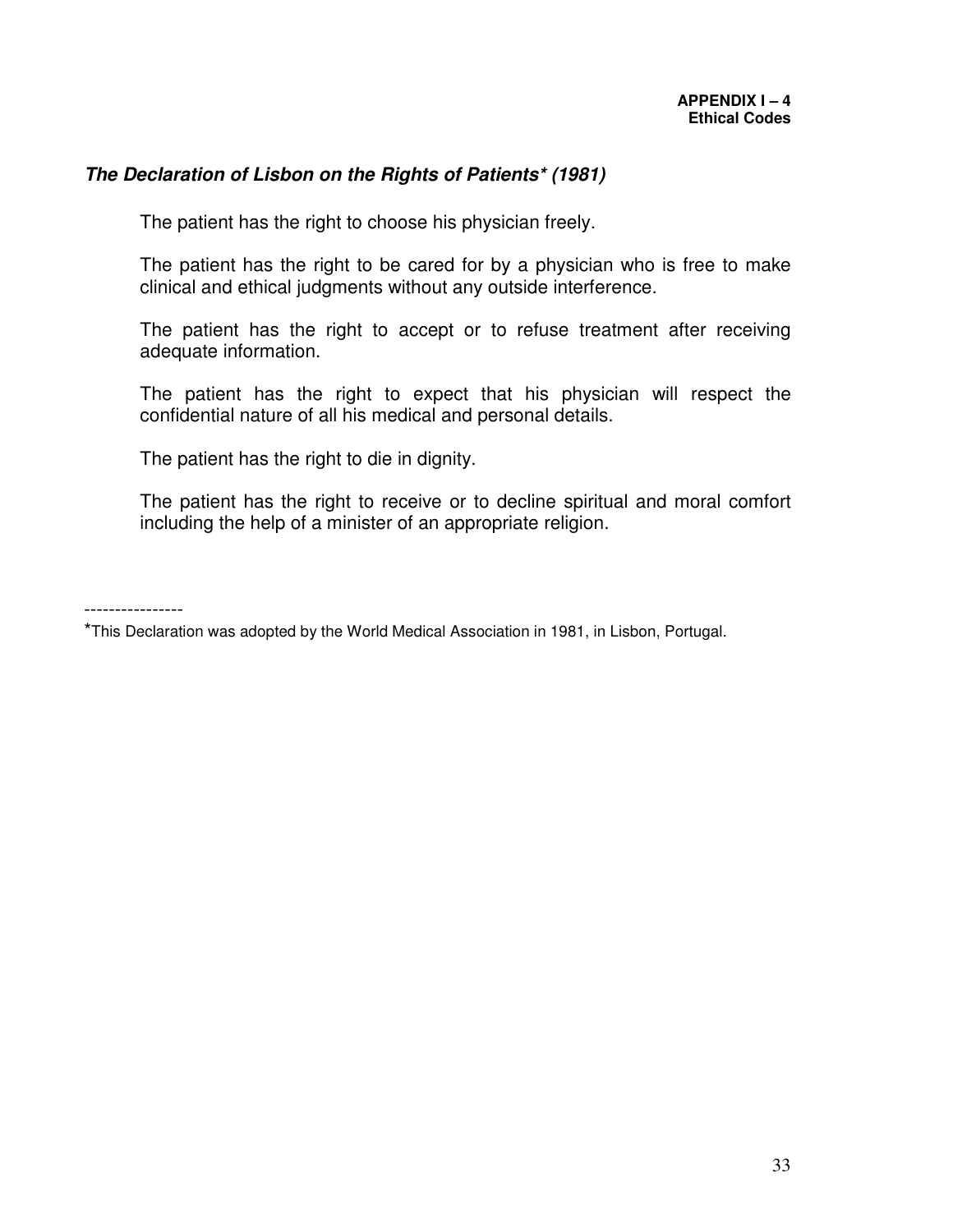**APPENDIX I – 4**
**Ethical Codes**

## *The Declaration of Lisbon on the Rights of Patients* (1981)*

The patient has the right to choose his physician freely.

The patient has the right to be cared for by a physician who is free to make clinical and ethical judgments without any outside interference.

The patient has the right to accept or to refuse treatment after receiving adequate information.

The patient has the right to expect that his physician will respect the confidential nature of all his medical and personal details.

The patient has the right to die in dignity.

The patient has the right to receive or to decline spiritual and moral comfort including the help of a minister of an appropriate religion.

----------------

*This Declaration was adopted by the World Medical Association in 1981, in Lisbon, Portugal.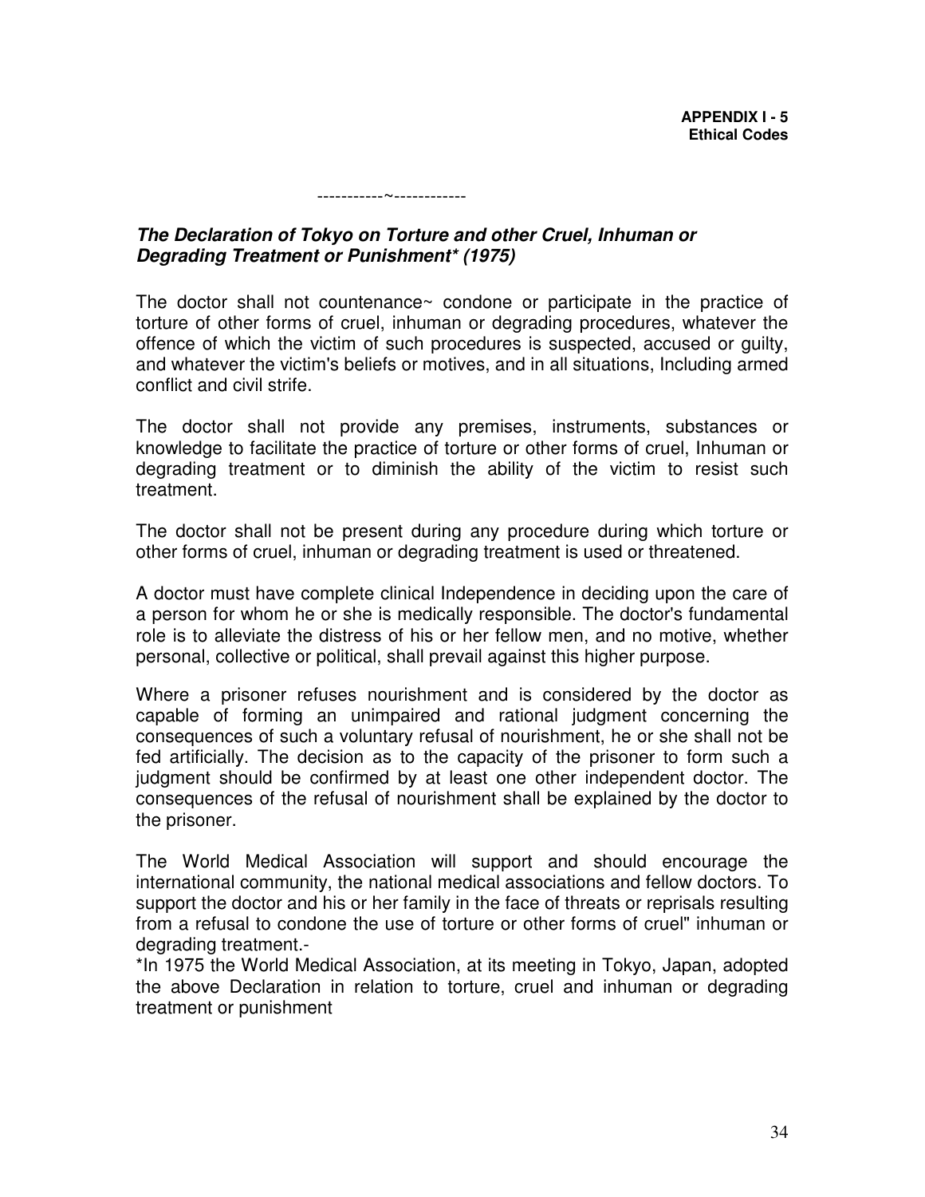-----------~------------

***The Declaration of Tokyo on Torture and other Cruel, Inhuman or Degrading Treatment or Punishment* (1975)***

The doctor shall not countenance~ condone or participate in the practice of torture of other forms of cruel, inhuman or degrading procedures, whatever the offence of which the victim of such procedures is suspected, accused or guilty, and whatever the victim's beliefs or motives, and in all situations, Including armed conflict and civil strife.

The doctor shall not provide any premises, instruments, substances or knowledge to facilitate the practice of torture or other forms of cruel, Inhuman or degrading treatment or to diminish the ability of the victim to resist such treatment.

The doctor shall not be present during any procedure during which torture or other forms of cruel, inhuman or degrading treatment is used or threatened.

A doctor must have complete clinical Independence in deciding upon the care of a person for whom he or she is medically responsible. The doctor's fundamental role is to alleviate the distress of his or her fellow men, and no motive, whether personal, collective or political, shall prevail against this higher purpose.

Where a prisoner refuses nourishment and is considered by the doctor as capable of forming an unimpaired and rational judgment concerning the consequences of such a voluntary refusal of nourishment, he or she shall not be fed artificially. The decision as to the capacity of the prisoner to form such a judgment should be confirmed by at least one other independent doctor. The consequences of the refusal of nourishment shall be explained by the doctor to the prisoner.

The World Medical Association will support and should encourage the international community, the national medical associations and fellow doctors. To support the doctor and his or her family in the face of threats or reprisals resulting from a refusal to condone the use of torture or other forms of cruel" inhuman or degrading treatment.-

*In 1975 the World Medical Association, at its meeting in Tokyo, Japan, adopted the above Declaration in relation to torture, cruel and inhuman or degrading treatment or punishment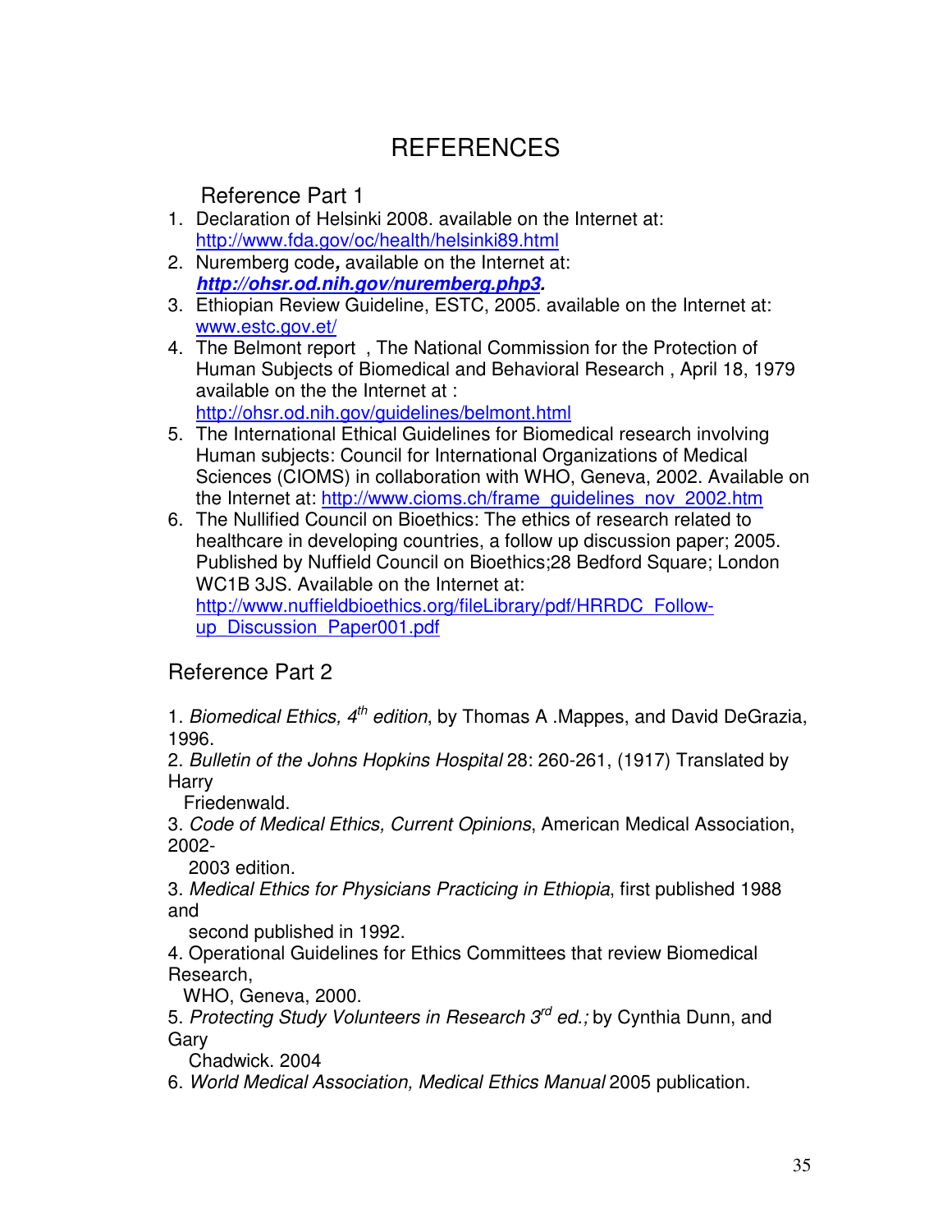# REFERENCES

## Reference Part 1

1. Declaration of Helsinki 2008. available on the Internet at: http://www.fda.gov/oc/health/helsinki89.html
2. Nuremberg code**,** available on the Internet at: ***http://ohsr.od.nih.gov/nuremberg.php3*****.**
3. Ethiopian Review Guideline, ESTC, 2005. available on the Internet at: www.estc.gov.et/
4. The Belmont report , The National Commission for the Protection of Human Subjects of Biomedical and Behavioral Research , April 18, 1979 available on the the Internet at : http://ohsr.od.nih.gov/guidelines/belmont.html
5. The International Ethical Guidelines for Biomedical research involving Human subjects: Council for International Organizations of Medical Sciences (CIOMS) in collaboration with WHO, Geneva, 2002. Available on the Internet at: http://www.cioms.ch/frame_guidelines_nov_2002.htm
6. The Nullified Council on Bioethics: The ethics of research related to healthcare in developing countries, a follow up discussion paper; 2005. Published by Nuffield Council on Bioethics;28 Bedford Square; London WC1B 3JS. Available on the Internet at: http://www.nuffieldbioethics.org/fileLibrary/pdf/HRRDC_Follow-up_Discussion_Paper001.pdf

## Reference Part 2

1. *Biomedical Ethics, 4th edition*, by Thomas A .Mappes, and David DeGrazia, 1996.
2. *Bulletin of the Johns Hopkins Hospital* 28: 260-261, (1917) Translated by Harry Friedenwald.
3. *Code of Medical Ethics, Current Opinions*, American Medical Association, 2002-2003 edition.
3. *Medical Ethics for Physicians Practicing in Ethiopia*, first published 1988 and second published in 1992.
4. Operational Guidelines for Ethics Committees that review Biomedical Research, WHO, Geneva, 2000.
5. *Protecting Study Volunteers in Research 3rd ed.;* by Cynthia Dunn, and Gary Chadwick. 2004
6. *World Medical Association, Medical Ethics Manual* 2005 publication.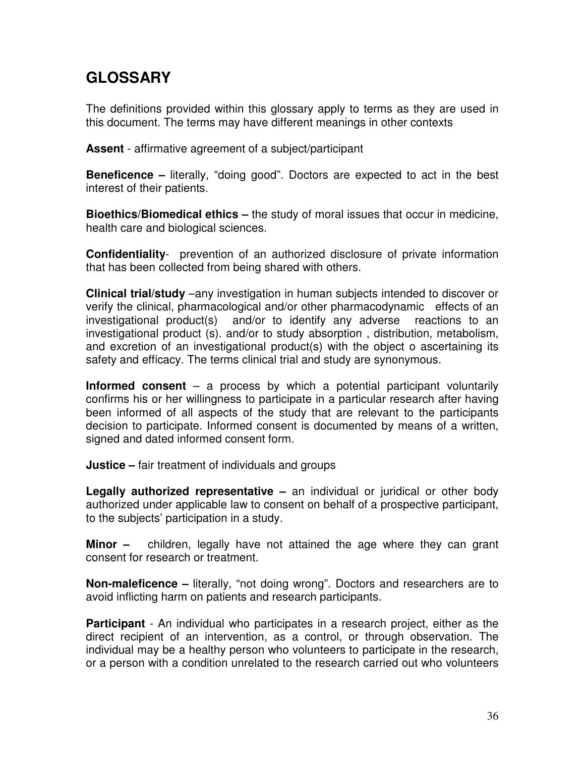## GLOSSARY

The definitions provided within this glossary apply to terms as they are used in this document. The terms may have different meanings in other contexts

**Assent** - affirmative agreement of a subject/participant

**Beneficence –** literally, "doing good". Doctors are expected to act in the best interest of their patients.

**Bioethics/Biomedical ethics –** the study of moral issues that occur in medicine, health care and biological sciences.

**Confidentiality**- prevention of an authorized disclosure of private information that has been collected from being shared with others.

**Clinical trial/study** –any investigation in human subjects intended to discover or verify the clinical, pharmacological and/or other pharmacodynamic effects of an investigational product(s) and/or to identify any adverse reactions to an investigational product (s). and/or to study absorption , distribution, metabolism, and excretion of an investigational product(s) with the object o ascertaining its safety and efficacy. The terms clinical trial and study are synonymous.

**Informed consent** – a process by which a potential participant voluntarily confirms his or her willingness to participate in a particular research after having been informed of all aspects of the study that are relevant to the participants decision to participate. Informed consent is documented by means of a written, signed and dated informed consent form.

**Justice –** fair treatment of individuals and groups

**Legally authorized representative –** an individual or juridical or other body authorized under applicable law to consent on behalf of a prospective participant, to the subjects' participation in a study.

**Minor –** children, legally have not attained the age where they can grant consent for research or treatment.

**Non-maleficence –** literally, "not doing wrong". Doctors and researchers are to avoid inflicting harm on patients and research participants.

**Participant** - An individual who participates in a research project, either as the direct recipient of an intervention, as a control, or through observation. The individual may be a healthy person who volunteers to participate in the research, or a person with a condition unrelated to the research carried out who volunteers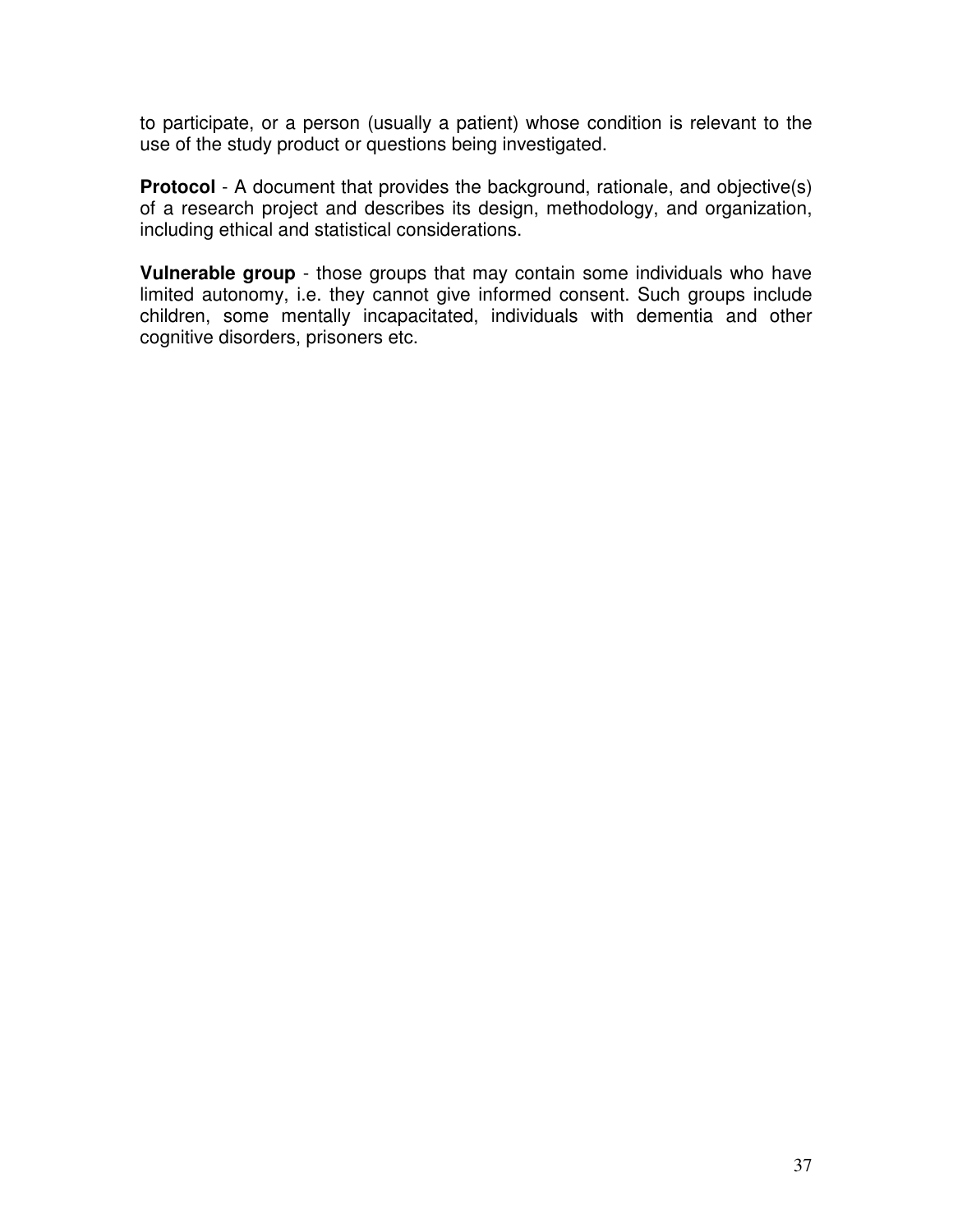to participate, or a person (usually a patient) whose condition is relevant to the use of the study product or questions being investigated.

**Protocol** - A document that provides the background, rationale, and objective(s) of a research project and describes its design, methodology, and organization, including ethical and statistical considerations.

**Vulnerable group** - those groups that may contain some individuals who have limited autonomy, i.e. they cannot give informed consent. Such groups include children, some mentally incapacitated, individuals with dementia and other cognitive disorders, prisoners etc.